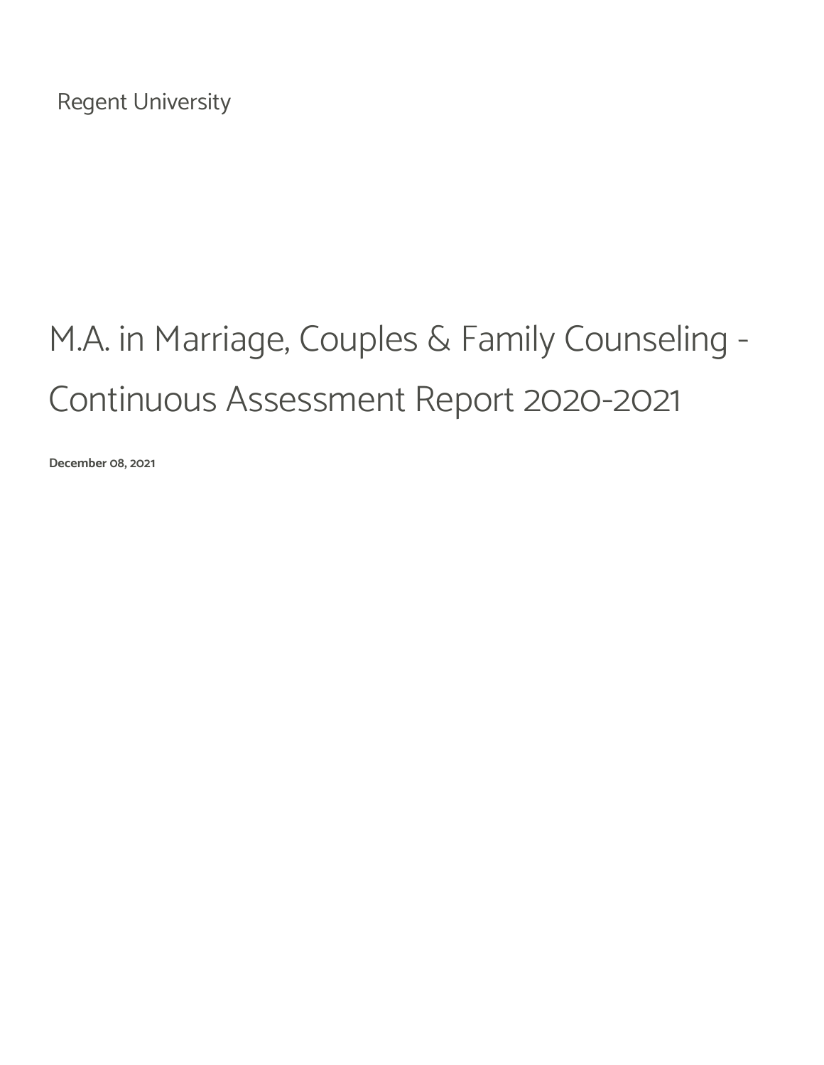Regent University

# M.A. in Marriage, Couples & Family Counseling - Continuous Assessment Report 2020-2021

**December 08, 2021**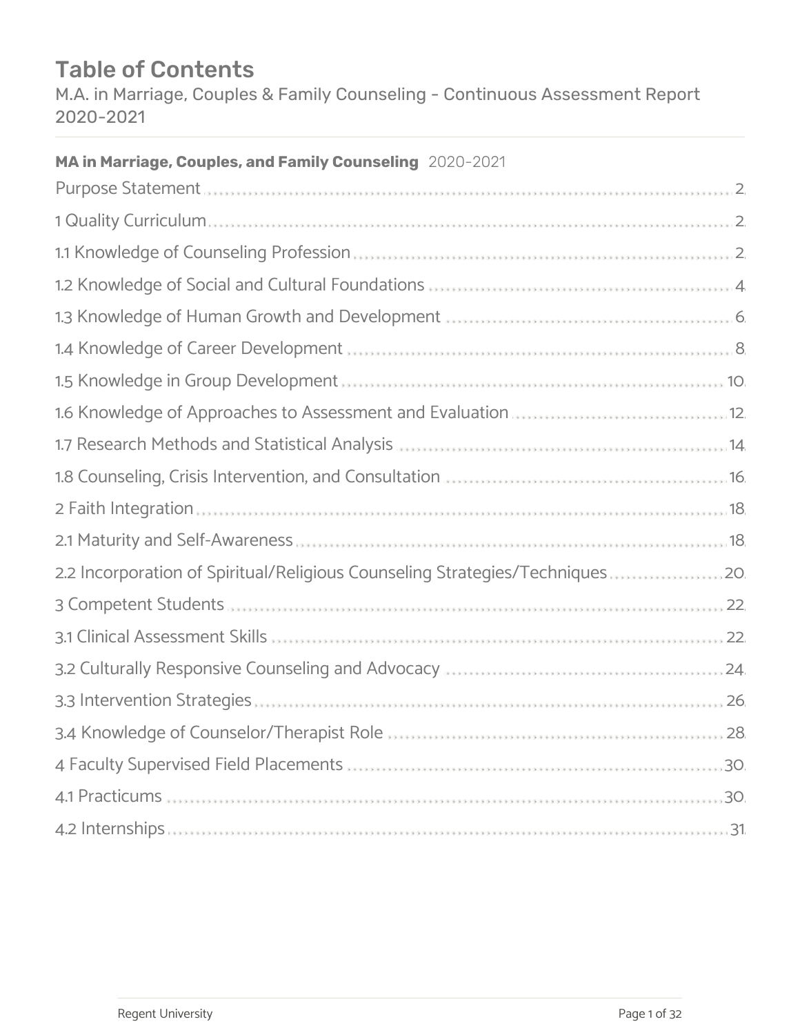# Table of Contents

M.A. in Marriage, Couples & Family Counseling - Continuous Assessment Report 2020-2021

**MA in Marriage, Couples, and Family Counseling** 2020-2021

- Purpose Statement ........ 2
- 1 Quality Curriculum ........ 2
- 1.1 Knowledge of Counseling Profession ........ 2
- 1.2 Knowledge of Social and Cultural Foundations ........ 4
- 1.3 Knowledge of Human Growth and Development ........ 6
- 1.4 Knowledge of Career Development ........ 8
- 1.5 Knowledge in Group Development ........ 10
- 1.6 Knowledge of Approaches to Assessment and Evaluation ........ 12
- 1.7 Research Methods and Statistical Analysis ........ 14
- 1.8 Counseling, Crisis Intervention, and Consultation ........ 16
- 2 Faith Integration ........ 18
- 2.1 Maturity and Self-Awareness ........ 18
- 2.2 Incorporation of Spiritual/Religious Counseling Strategies/Techniques ........ 20
- 3 Competent Students ........ 22
- 3.1 Clinical Assessment Skills ........ 22
- 3.2 Culturally Responsive Counseling and Advocacy ........ 24
- 3.3 Intervention Strategies ........ 26
- 3.4 Knowledge of Counselor/Therapist Role ........ 28
- 4 Faculty Supervised Field Placements ........ 30
- 4.1 Practicums ........ 30
- 4.2 Internships ........ 31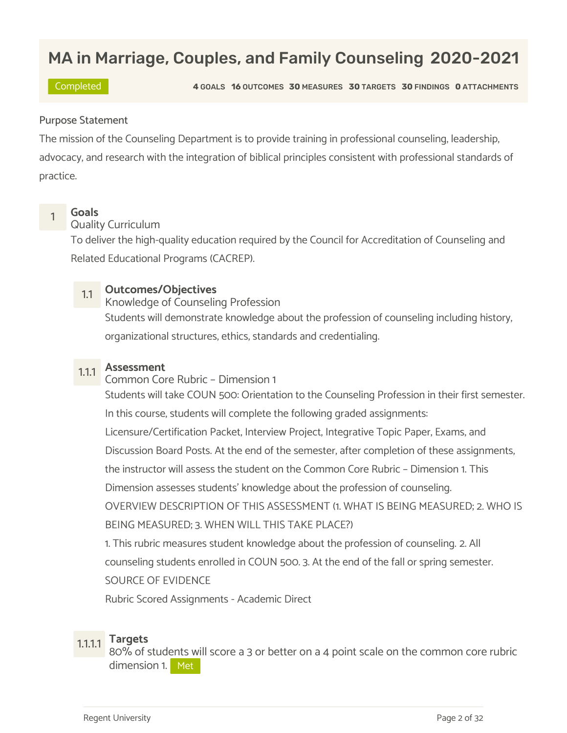# MA in Marriage, Couples, and Family Counseling 2020-2021

Completed

**4** GOALS **16** OUTCOMES **30** MEASURES **30** TARGETS **30** FINDINGS **0** ATTACHMENTS

Purpose Statement

The mission of the Counseling Department is to provide training in professional counseling, leadership, advocacy, and research with the integration of biblical principles consistent with professional standards of practice.

## 1 Goals

Quality Curriculum

To deliver the high-quality education required by the Council for Accreditation of Counseling and Related Educational Programs (CACREP).

### 1.1 Outcomes/Objectives

Knowledge of Counseling Profession

Students will demonstrate knowledge about the profession of counseling including history, organizational structures, ethics, standards and credentialing.

### 1.1.1 Assessment

Common Core Rubric – Dimension 1

Students will take COUN 500: Orientation to the Counseling Profession in their first semester. In this course, students will complete the following graded assignments: Licensure/Certification Packet, Interview Project, Integrative Topic Paper, Exams, and Discussion Board Posts. At the end of the semester, after completion of these assignments, the instructor will assess the student on the Common Core Rubric – Dimension 1. This Dimension assesses students' knowledge about the profession of counseling.

OVERVIEW DESCRIPTION OF THIS ASSESSMENT (1. WHAT IS BEING MEASURED; 2. WHO IS BEING MEASURED; 3. WHEN WILL THIS TAKE PLACE?)

1. This rubric measures student knowledge about the profession of counseling. 2. All counseling students enrolled in COUN 500. 3. At the end of the fall or spring semester.

SOURCE OF EVIDENCE

Rubric Scored Assignments - Academic Direct

### 1.1.1.1 Targets

80% of students will score a 3 or better on a 4 point scale on the common core rubric dimension 1. Met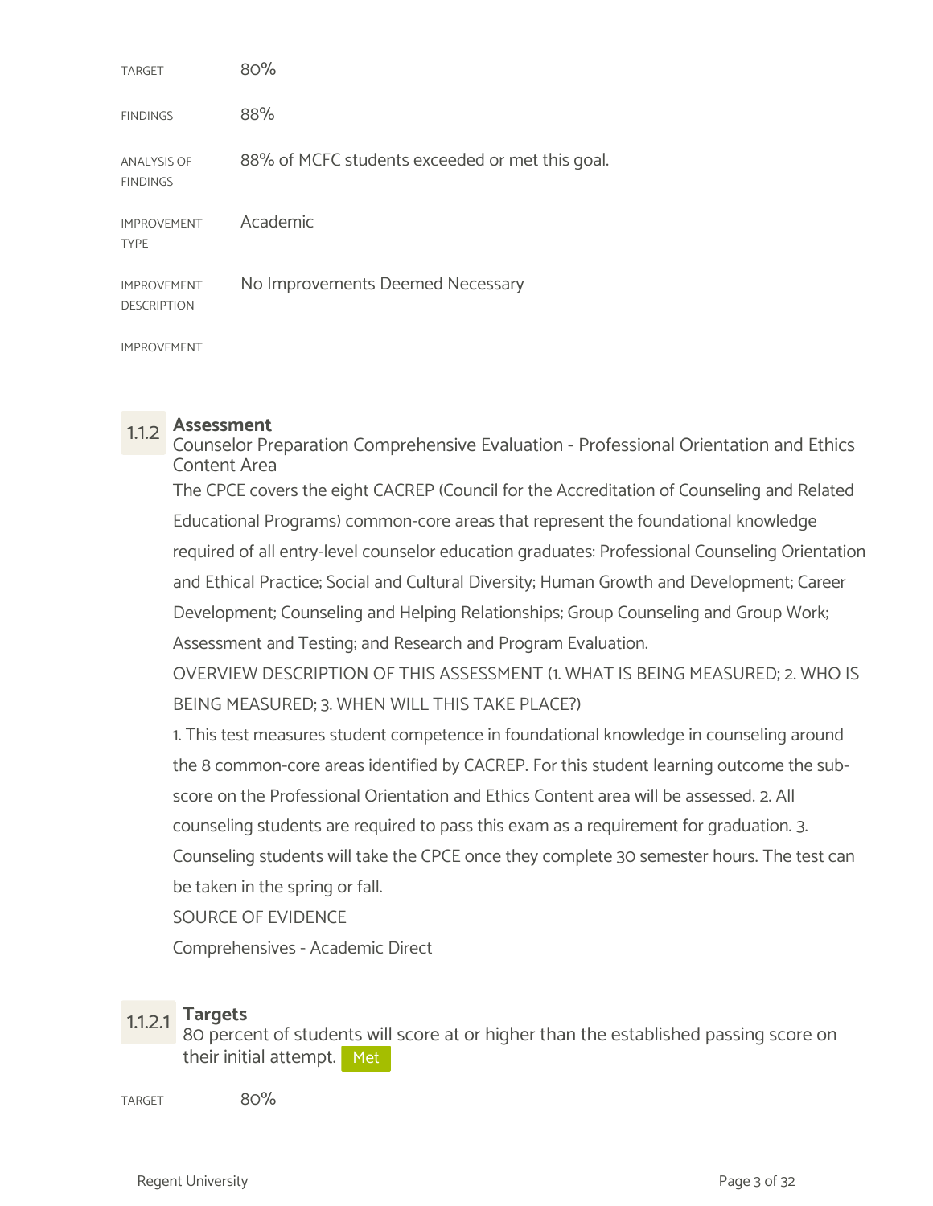| | |
|---|---|
| TARGET | 80% |
| FINDINGS | 88% |
| ANALYSIS OF FINDINGS | 88% of MCFC students exceeded or met this goal. |
| IMPROVEMENT TYPE | Academic |
| IMPROVEMENT DESCRIPTION | No Improvements Deemed Necessary |
| IMPROVEMENT | |

### 1.1.2 Assessment

Counselor Preparation Comprehensive Evaluation - Professional Orientation and Ethics Content Area

The CPCE covers the eight CACREP (Council for the Accreditation of Counseling and Related Educational Programs) common-core areas that represent the foundational knowledge required of all entry-level counselor education graduates: Professional Counseling Orientation and Ethical Practice; Social and Cultural Diversity; Human Growth and Development; Career Development; Counseling and Helping Relationships; Group Counseling and Group Work; Assessment and Testing; and Research and Program Evaluation.

OVERVIEW DESCRIPTION OF THIS ASSESSMENT (1. WHAT IS BEING MEASURED; 2. WHO IS BEING MEASURED; 3. WHEN WILL THIS TAKE PLACE?)

1. This test measures student competence in foundational knowledge in counseling around the 8 common-core areas identified by CACREP. For this student learning outcome the sub-score on the Professional Orientation and Ethics Content area will be assessed. 2. All counseling students are required to pass this exam as a requirement for graduation. 3. Counseling students will take the CPCE once they complete 30 semester hours. The test can be taken in the spring or fall.

SOURCE OF EVIDENCE

Comprehensives - Academic Direct

#### 1.1.2.1 Targets

80 percent of students will score at or higher than the established passing score on their initial attempt. Met

| | |
|---|---|
| TARGET | 80% |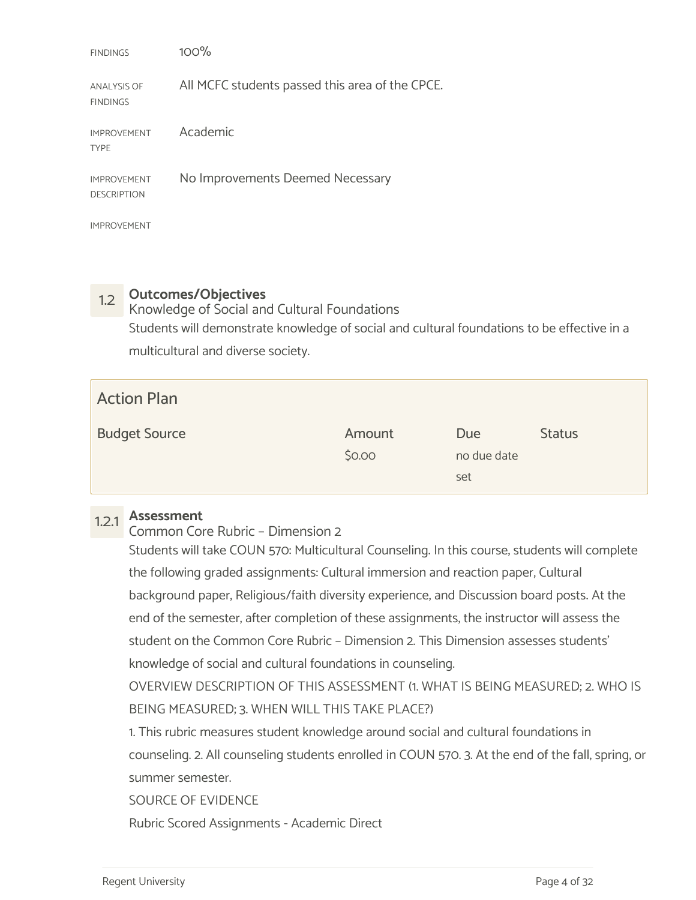FINDINGS 100%

ANALYSIS OF FINDINGS All MCFC students passed this area of the CPCE.

IMPROVEMENT TYPE Academic

IMPROVEMENT DESCRIPTION No Improvements Deemed Necessary

IMPROVEMENT

## 1.2 Outcomes/Objectives

Knowledge of Social and Cultural Foundations

Students will demonstrate knowledge of social and cultural foundations to be effective in a multicultural and diverse society.

### Action Plan

| Budget Source | Amount | Due | Status |
|---|---|---|---|
| | $0.00 | no due date set | |

### 1.2.1 Assessment

Common Core Rubric – Dimension 2

Students will take COUN 570: Multicultural Counseling. In this course, students will complete the following graded assignments: Cultural immersion and reaction paper, Cultural background paper, Religious/faith diversity experience, and Discussion board posts. At the end of the semester, after completion of these assignments, the instructor will assess the student on the Common Core Rubric – Dimension 2. This Dimension assesses students' knowledge of social and cultural foundations in counseling.

OVERVIEW DESCRIPTION OF THIS ASSESSMENT (1. WHAT IS BEING MEASURED; 2. WHO IS BEING MEASURED; 3. WHEN WILL THIS TAKE PLACE?)

1. This rubric measures student knowledge around social and cultural foundations in counseling. 2. All counseling students enrolled in COUN 570. 3. At the end of the fall, spring, or summer semester.

SOURCE OF EVIDENCE

Rubric Scored Assignments - Academic Direct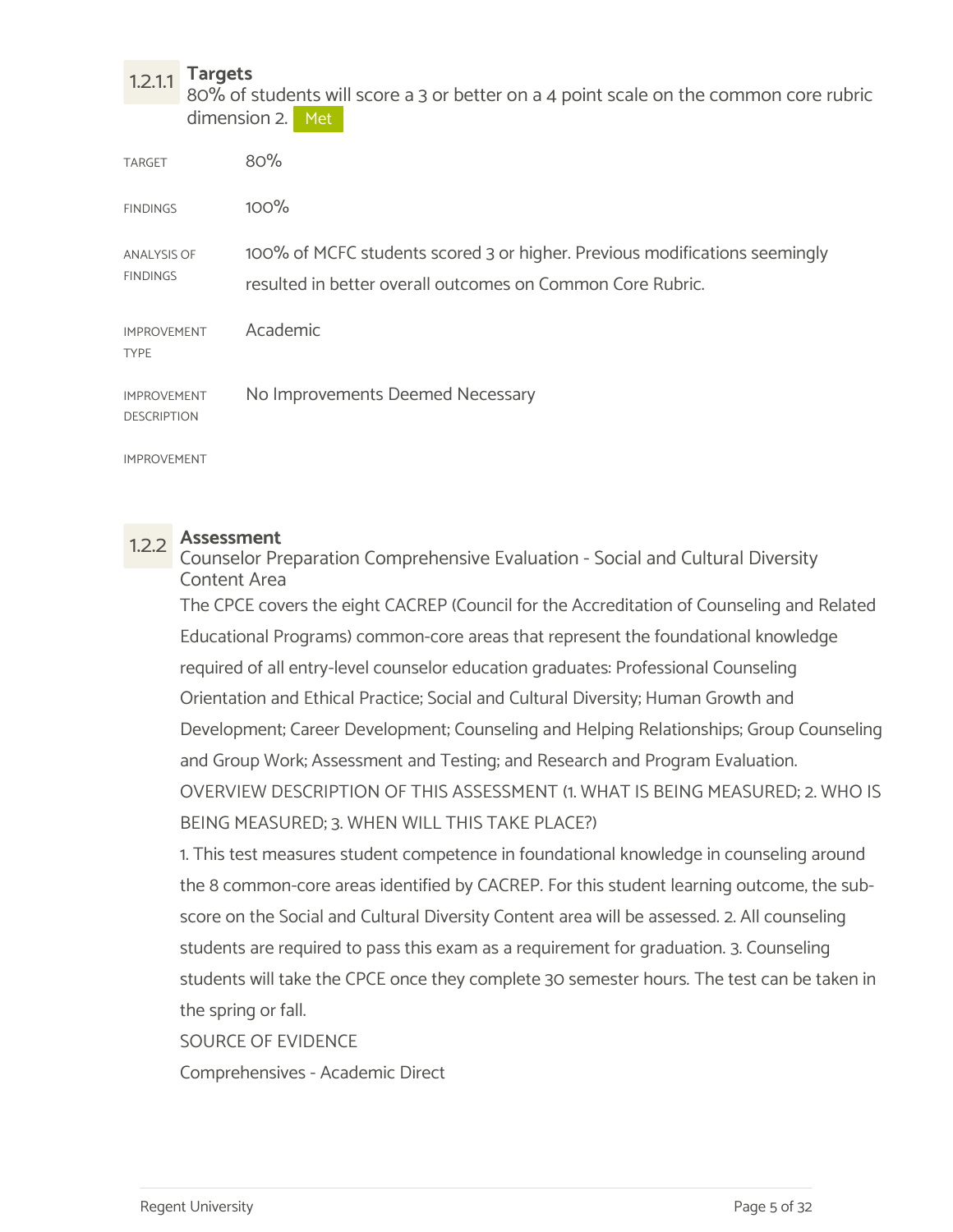### 1.2.1.1 Targets

80% of students will score a 3 or better on a 4 point scale on the common core rubric dimension 2. Met

| | |
|---|---|
| TARGET | 80% |
| FINDINGS | 100% |
| ANALYSIS OF FINDINGS | 100% of MCFC students scored 3 or higher. Previous modifications seemingly resulted in better overall outcomes on Common Core Rubric. |
| IMPROVEMENT TYPE | Academic |
| IMPROVEMENT DESCRIPTION | No Improvements Deemed Necessary |
| IMPROVEMENT | |

### 1.2.2 Assessment

Counselor Preparation Comprehensive Evaluation - Social and Cultural Diversity Content Area

The CPCE covers the eight CACREP (Council for the Accreditation of Counseling and Related Educational Programs) common-core areas that represent the foundational knowledge required of all entry-level counselor education graduates: Professional Counseling Orientation and Ethical Practice; Social and Cultural Diversity; Human Growth and Development; Career Development; Counseling and Helping Relationships; Group Counseling and Group Work; Assessment and Testing; and Research and Program Evaluation.

OVERVIEW DESCRIPTION OF THIS ASSESSMENT (1. WHAT IS BEING MEASURED; 2. WHO IS BEING MEASURED; 3. WHEN WILL THIS TAKE PLACE?)

1. This test measures student competence in foundational knowledge in counseling around the 8 common-core areas identified by CACREP. For this student learning outcome, the sub-score on the Social and Cultural Diversity Content area will be assessed. 2. All counseling students are required to pass this exam as a requirement for graduation. 3. Counseling students will take the CPCE once they complete 30 semester hours. The test can be taken in the spring or fall.

SOURCE OF EVIDENCE

Comprehensives - Academic Direct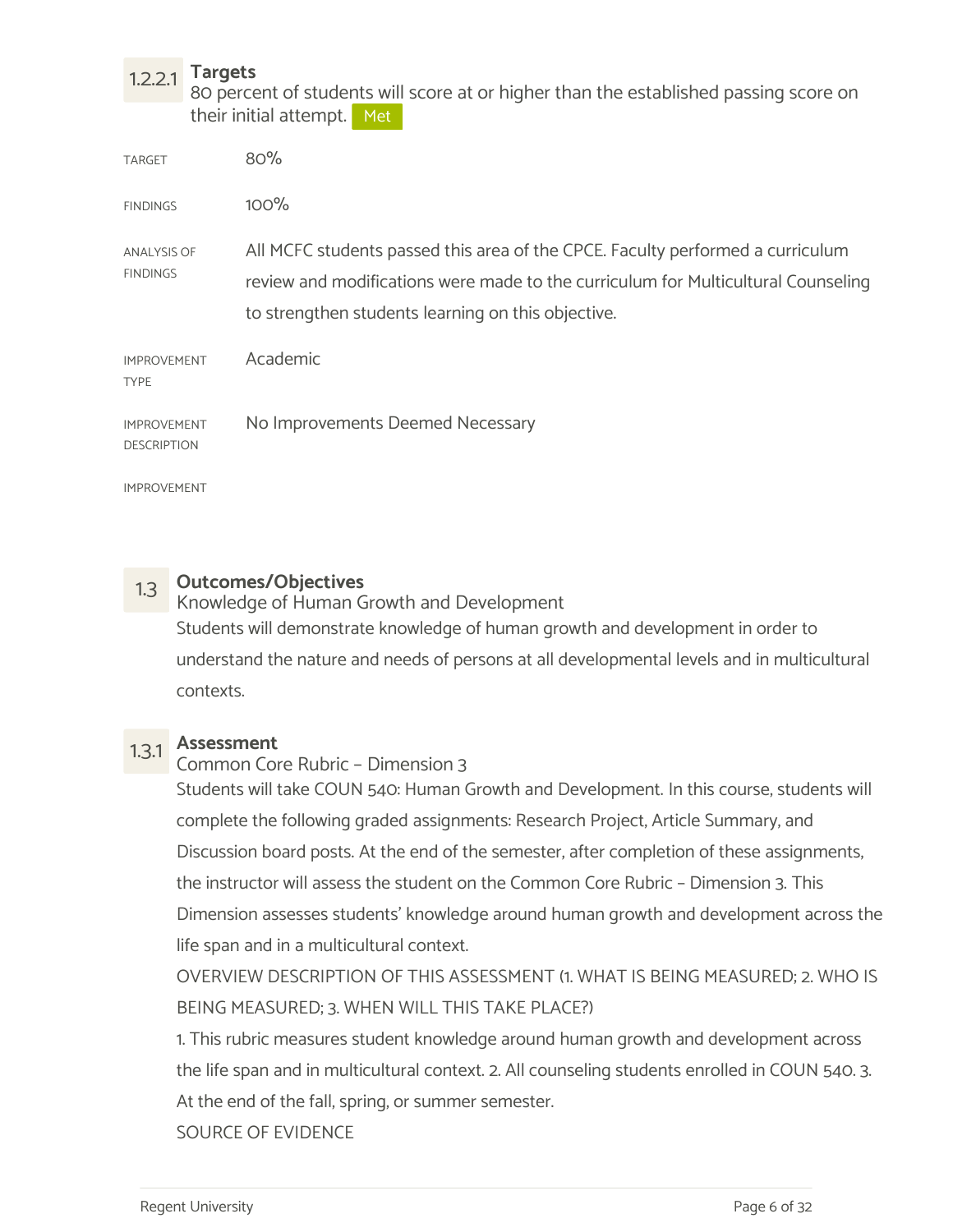### 1.2.2.1 Targets

80 percent of students will score at or higher than the established passing score on their initial attempt. Met

| | |
|---|---|
| TARGET | 80% |
| FINDINGS | 100% |
| ANALYSIS OF FINDINGS | All MCFC students passed this area of the CPCE. Faculty performed a curriculum review and modifications were made to the curriculum for Multicultural Counseling to strengthen students learning on this objective. |
| IMPROVEMENT TYPE | Academic |
| IMPROVEMENT DESCRIPTION | No Improvements Deemed Necessary |
| IMPROVEMENT | |

## 1.3 Outcomes/Objectives

Knowledge of Human Growth and Development

Students will demonstrate knowledge of human growth and development in order to understand the nature and needs of persons at all developmental levels and in multicultural contexts.

### 1.3.1 Assessment

Common Core Rubric – Dimension 3

Students will take COUN 540: Human Growth and Development. In this course, students will complete the following graded assignments: Research Project, Article Summary, and Discussion board posts. At the end of the semester, after completion of these assignments, the instructor will assess the student on the Common Core Rubric – Dimension 3. This Dimension assesses students' knowledge around human growth and development across the life span and in a multicultural context.

OVERVIEW DESCRIPTION OF THIS ASSESSMENT (1. WHAT IS BEING MEASURED; 2. WHO IS BEING MEASURED; 3. WHEN WILL THIS TAKE PLACE?)

1. This rubric measures student knowledge around human growth and development across the life span and in multicultural context. 2. All counseling students enrolled in COUN 540. 3. At the end of the fall, spring, or summer semester.

SOURCE OF EVIDENCE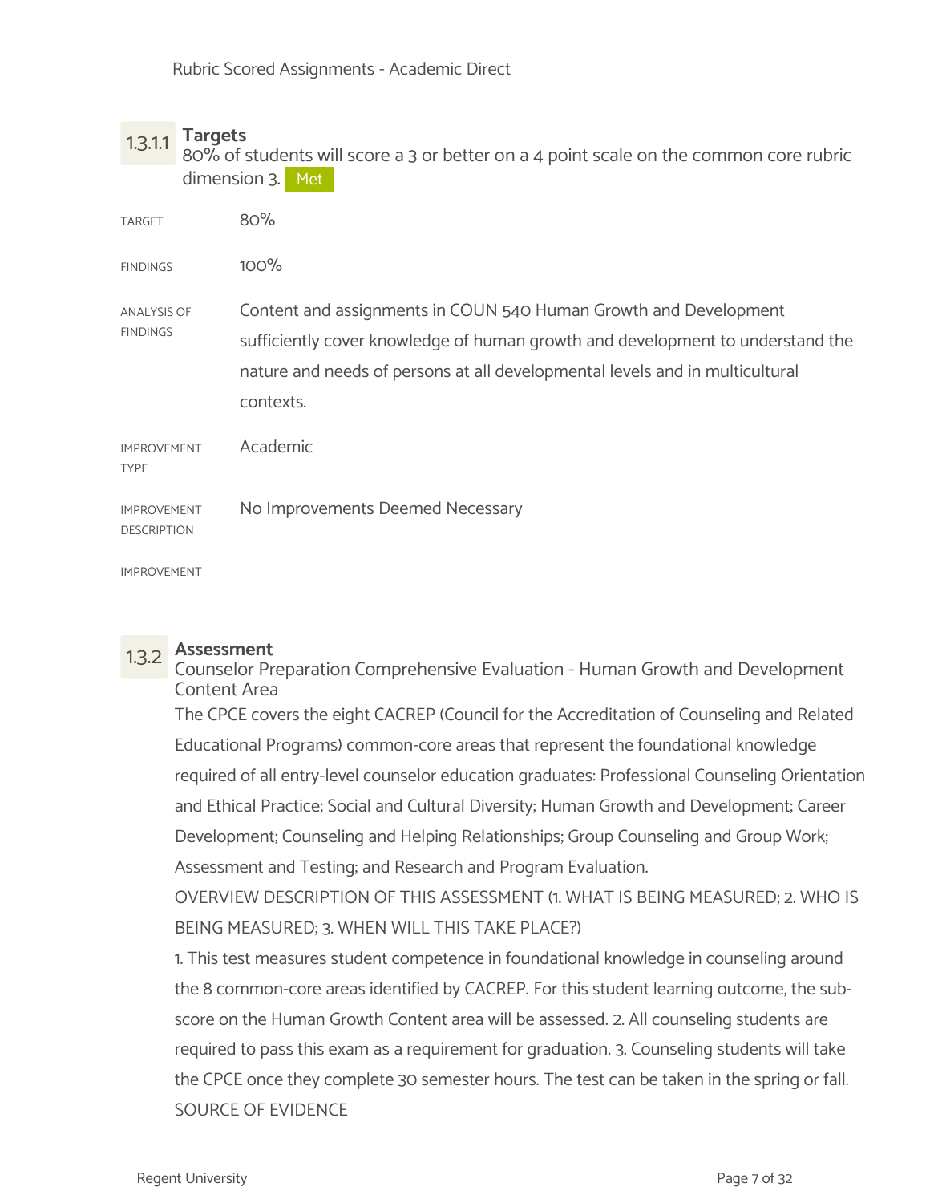Rubric Scored Assignments - Academic Direct

### 1.3.1.1 Targets

80% of students will score a 3 or better on a 4 point scale on the common core rubric dimension 3. Met

| | |
|---|---|
| TARGET | 80% |
| FINDINGS | 100% |
| ANALYSIS OF FINDINGS | Content and assignments in COUN 540 Human Growth and Development sufficiently cover knowledge of human growth and development to understand the nature and needs of persons at all developmental levels and in multicultural contexts. |
| IMPROVEMENT TYPE | Academic |
| IMPROVEMENT DESCRIPTION | No Improvements Deemed Necessary |
| IMPROVEMENT | |

### 1.3.2 Assessment

Counselor Preparation Comprehensive Evaluation - Human Growth and Development Content Area

The CPCE covers the eight CACREP (Council for the Accreditation of Counseling and Related Educational Programs) common-core areas that represent the foundational knowledge required of all entry-level counselor education graduates: Professional Counseling Orientation and Ethical Practice; Social and Cultural Diversity; Human Growth and Development; Career Development; Counseling and Helping Relationships; Group Counseling and Group Work; Assessment and Testing; and Research and Program Evaluation.

OVERVIEW DESCRIPTION OF THIS ASSESSMENT (1. WHAT IS BEING MEASURED; 2. WHO IS BEING MEASURED; 3. WHEN WILL THIS TAKE PLACE?)

1. This test measures student competence in foundational knowledge in counseling around the 8 common-core areas identified by CACREP. For this student learning outcome, the sub-score on the Human Growth Content area will be assessed. 2. All counseling students are required to pass this exam as a requirement for graduation. 3. Counseling students will take the CPCE once they complete 30 semester hours. The test can be taken in the spring or fall.

SOURCE OF EVIDENCE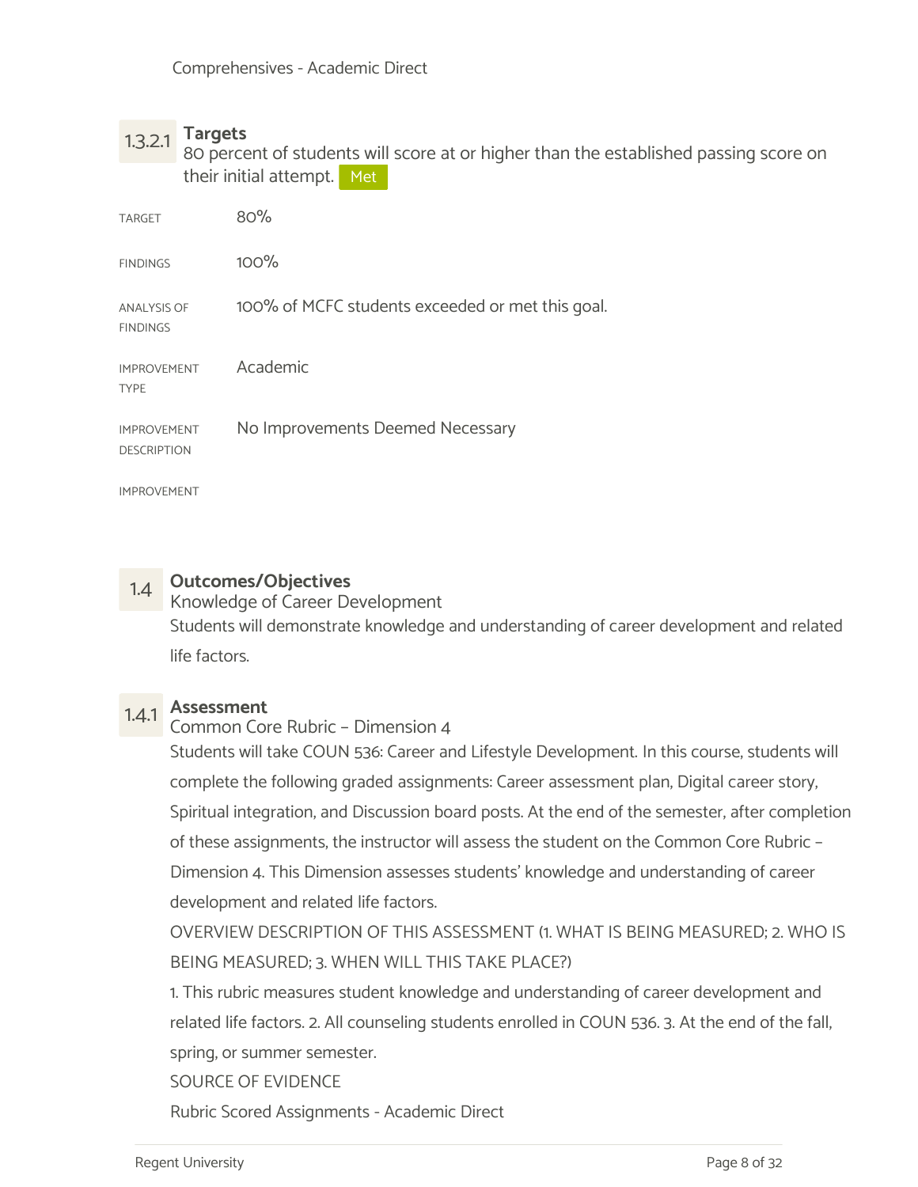Comprehensives - Academic Direct

### 1.3.2.1 Targets

80 percent of students will score at or higher than the established passing score on their initial attempt. Met

| | |
|---|---|
| TARGET | 80% |
| FINDINGS | 100% |
| ANALYSIS OF FINDINGS | 100% of MCFC students exceeded or met this goal. |
| IMPROVEMENT TYPE | Academic |
| IMPROVEMENT DESCRIPTION | No Improvements Deemed Necessary |
| IMPROVEMENT | |

## 1.4 Outcomes/Objectives

Knowledge of Career Development

Students will demonstrate knowledge and understanding of career development and related life factors.

### 1.4.1 Assessment

Common Core Rubric – Dimension 4

Students will take COUN 536: Career and Lifestyle Development. In this course, students will complete the following graded assignments: Career assessment plan, Digital career story, Spiritual integration, and Discussion board posts. At the end of the semester, after completion of these assignments, the instructor will assess the student on the Common Core Rubric – Dimension 4. This Dimension assesses students' knowledge and understanding of career development and related life factors.

OVERVIEW DESCRIPTION OF THIS ASSESSMENT (1. WHAT IS BEING MEASURED; 2. WHO IS BEING MEASURED; 3. WHEN WILL THIS TAKE PLACE?)

1. This rubric measures student knowledge and understanding of career development and related life factors. 2. All counseling students enrolled in COUN 536. 3. At the end of the fall, spring, or summer semester.

SOURCE OF EVIDENCE

Rubric Scored Assignments - Academic Direct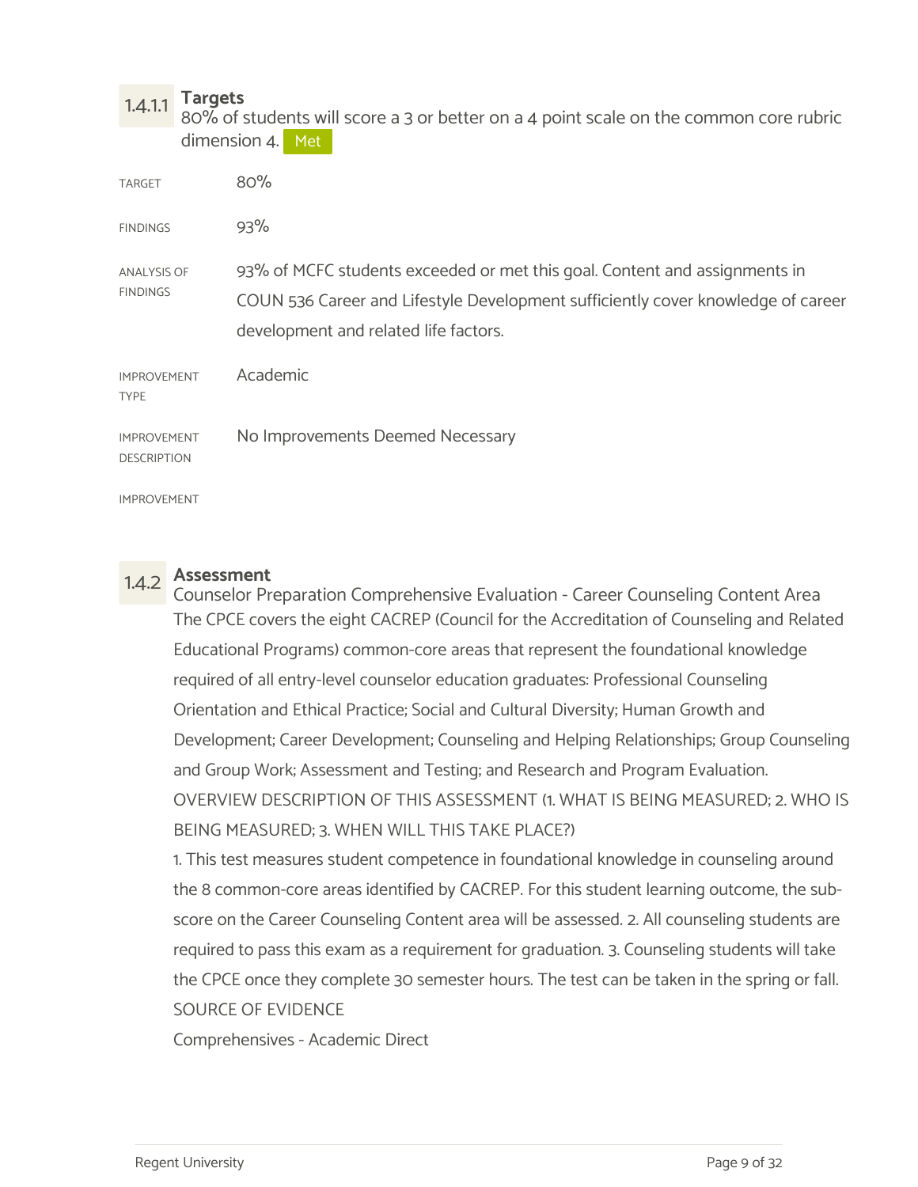#### 1.4.1.1 Targets

80% of students will score a 3 or better on a 4 point scale on the common core rubric dimension 4. Met

| | |
|---|---|
| TARGET | 80% |
| FINDINGS | 93% |
| ANALYSIS OF FINDINGS | 93% of MCFC students exceeded or met this goal. Content and assignments in COUN 536 Career and Lifestyle Development sufficiently cover knowledge of career development and related life factors. |
| IMPROVEMENT TYPE | Academic |
| IMPROVEMENT DESCRIPTION | No Improvements Deemed Necessary |
| IMPROVEMENT | |

### 1.4.2 Assessment

Counselor Preparation Comprehensive Evaluation - Career Counseling Content Area

The CPCE covers the eight CACREP (Council for the Accreditation of Counseling and Related Educational Programs) common-core areas that represent the foundational knowledge required of all entry-level counselor education graduates: Professional Counseling Orientation and Ethical Practice; Social and Cultural Diversity; Human Growth and Development; Career Development; Counseling and Helping Relationships; Group Counseling and Group Work; Assessment and Testing; and Research and Program Evaluation.

OVERVIEW DESCRIPTION OF THIS ASSESSMENT (1. WHAT IS BEING MEASURED; 2. WHO IS BEING MEASURED; 3. WHEN WILL THIS TAKE PLACE?)

1. This test measures student competence in foundational knowledge in counseling around the 8 common-core areas identified by CACREP. For this student learning outcome, the sub-score on the Career Counseling Content area will be assessed. 2. All counseling students are required to pass this exam as a requirement for graduation. 3. Counseling students will take the CPCE once they complete 30 semester hours. The test can be taken in the spring or fall.

SOURCE OF EVIDENCE

Comprehensives - Academic Direct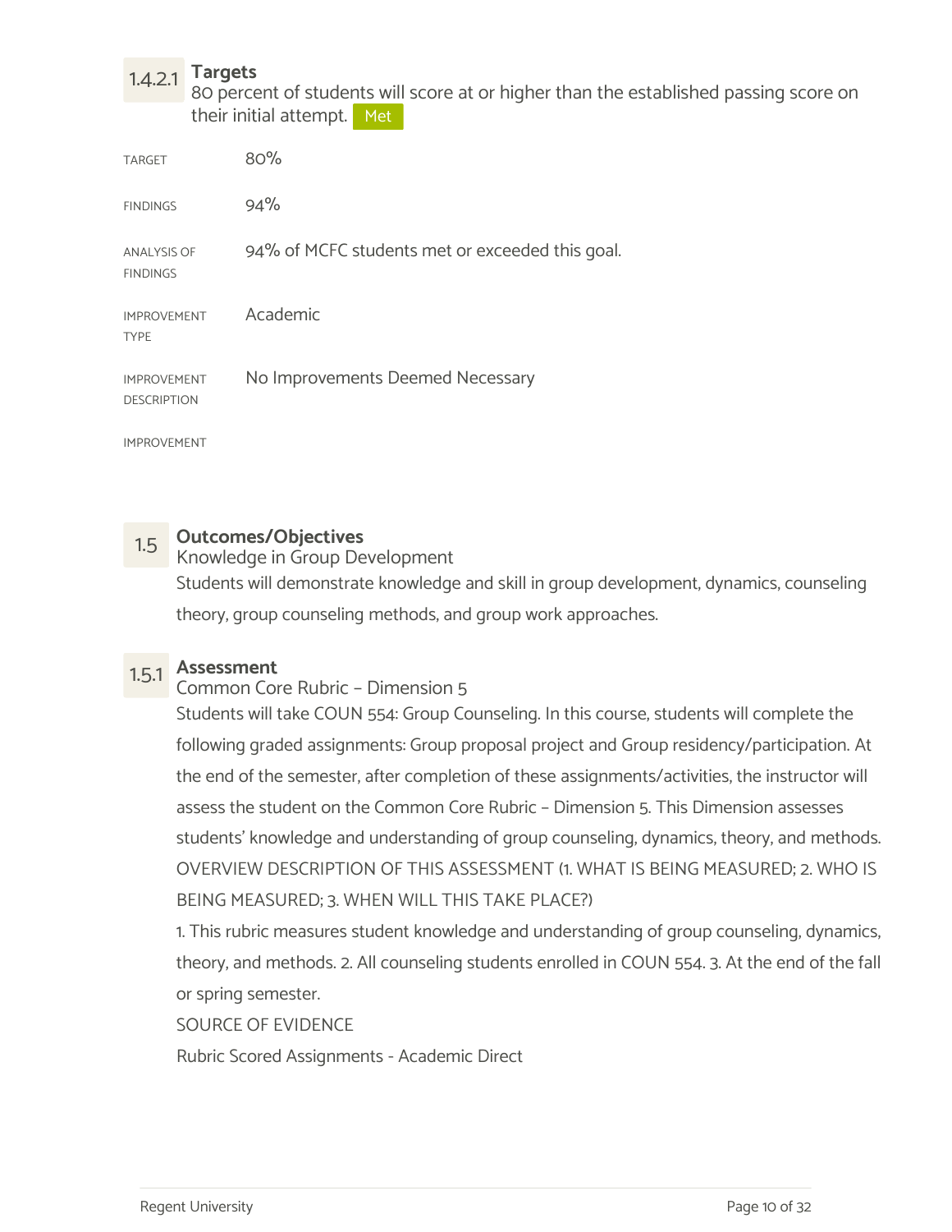### 1.4.2.1 Targets

80 percent of students will score at or higher than the established passing score on their initial attempt. Met

| | |
|---|---|
| TARGET | 80% |
| FINDINGS | 94% |
| ANALYSIS OF FINDINGS | 94% of MCFC students met or exceeded this goal. |
| IMPROVEMENT TYPE | Academic |
| IMPROVEMENT DESCRIPTION | No Improvements Deemed Necessary |
| IMPROVEMENT | |

## 1.5 Outcomes/Objectives

Knowledge in Group Development

Students will demonstrate knowledge and skill in group development, dynamics, counseling theory, group counseling methods, and group work approaches.

### 1.5.1 Assessment

Common Core Rubric – Dimension 5

Students will take COUN 554: Group Counseling. In this course, students will complete the following graded assignments: Group proposal project and Group residency/participation. At the end of the semester, after completion of these assignments/activities, the instructor will assess the student on the Common Core Rubric – Dimension 5. This Dimension assesses students' knowledge and understanding of group counseling, dynamics, theory, and methods.

OVERVIEW DESCRIPTION OF THIS ASSESSMENT (1. WHAT IS BEING MEASURED; 2. WHO IS BEING MEASURED; 3. WHEN WILL THIS TAKE PLACE?)

1. This rubric measures student knowledge and understanding of group counseling, dynamics, theory, and methods. 2. All counseling students enrolled in COUN 554. 3. At the end of the fall or spring semester.

SOURCE OF EVIDENCE

Rubric Scored Assignments - Academic Direct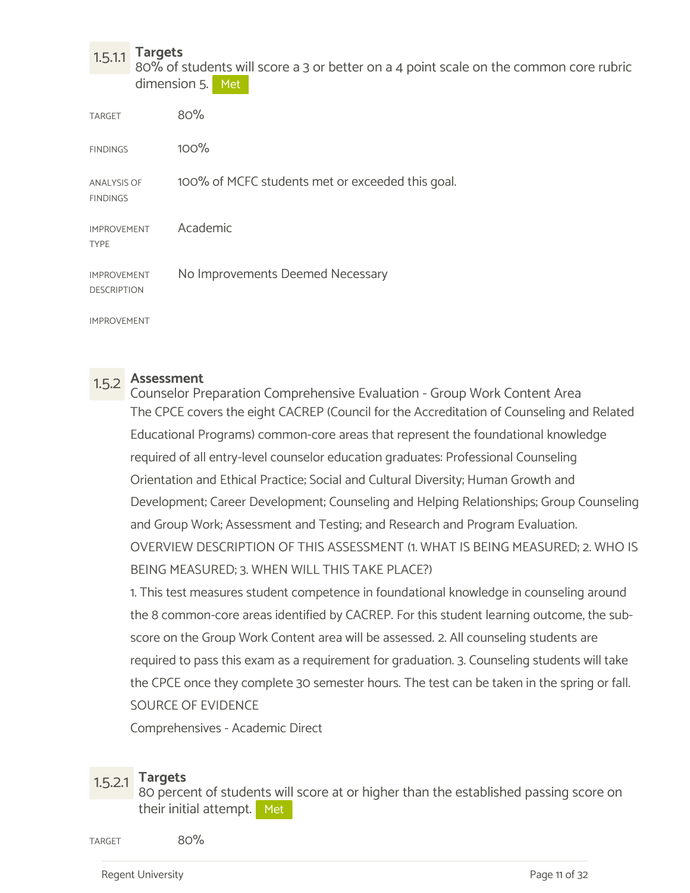### 1.5.1.1 Targets

80% of students will score a 3 or better on a 4 point scale on the common core rubric dimension 5. Met

| | |
|---|---|
| TARGET | 80% |
| FINDINGS | 100% |
| ANALYSIS OF FINDINGS | 100% of MCFC students met or exceeded this goal. |
| IMPROVEMENT TYPE | Academic |
| IMPROVEMENT DESCRIPTION | No Improvements Deemed Necessary |
| IMPROVEMENT | |

### 1.5.2 Assessment

Counselor Preparation Comprehensive Evaluation - Group Work Content Area

The CPCE covers the eight CACREP (Council for the Accreditation of Counseling and Related Educational Programs) common-core areas that represent the foundational knowledge required of all entry-level counselor education graduates: Professional Counseling Orientation and Ethical Practice; Social and Cultural Diversity; Human Growth and Development; Career Development; Counseling and Helping Relationships; Group Counseling and Group Work; Assessment and Testing; and Research and Program Evaluation.

OVERVIEW DESCRIPTION OF THIS ASSESSMENT (1. WHAT IS BEING MEASURED; 2. WHO IS BEING MEASURED; 3. WHEN WILL THIS TAKE PLACE?)

1. This test measures student competence in foundational knowledge in counseling around the 8 common-core areas identified by CACREP. For this student learning outcome, the sub-score on the Group Work Content area will be assessed. 2. All counseling students are required to pass this exam as a requirement for graduation. 3. Counseling students will take the CPCE once they complete 30 semester hours. The test can be taken in the spring or fall.

SOURCE OF EVIDENCE

Comprehensives - Academic Direct

### 1.5.2.1 Targets

80 percent of students will score at or higher than the established passing score on their initial attempt. Met

| | |
|---|---|
| TARGET | 80% |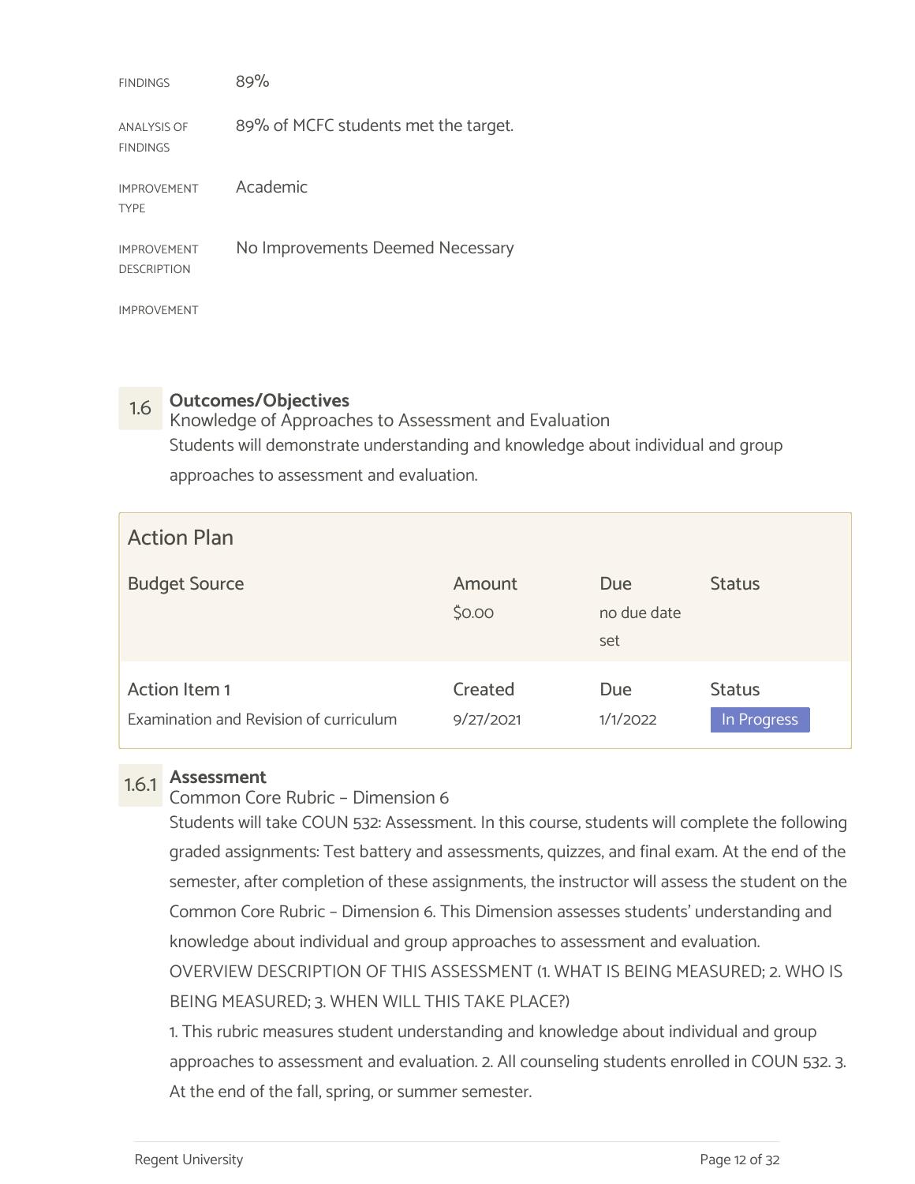| | |
|---|---|
| FINDINGS | 89% |
| ANALYSIS OF FINDINGS | 89% of MCFC students met the target. |
| IMPROVEMENT TYPE | Academic |
| IMPROVEMENT DESCRIPTION | No Improvements Deemed Necessary |
| IMPROVEMENT | |

## 1.6 Outcomes/Objectives

Knowledge of Approaches to Assessment and Evaluation

Students will demonstrate understanding and knowledge about individual and group approaches to assessment and evaluation.

### Action Plan

| Budget Source | Amount | Due | Status |
|---|---|---|---|
| | $0.00 | no due date set | |

| Action Item 1 | Created | Due | Status |
|---|---|---|---|
| Examination and Revision of curriculum | 9/27/2021 | 1/1/2022 | In Progress |

### 1.6.1 Assessment

Common Core Rubric – Dimension 6

Students will take COUN 532: Assessment. In this course, students will complete the following graded assignments: Test battery and assessments, quizzes, and final exam. At the end of the semester, after completion of these assignments, the instructor will assess the student on the Common Core Rubric – Dimension 6. This Dimension assesses students' understanding and knowledge about individual and group approaches to assessment and evaluation.

OVERVIEW DESCRIPTION OF THIS ASSESSMENT (1. WHAT IS BEING MEASURED; 2. WHO IS BEING MEASURED; 3. WHEN WILL THIS TAKE PLACE?)

1. This rubric measures student understanding and knowledge about individual and group approaches to assessment and evaluation. 2. All counseling students enrolled in COUN 532. 3. At the end of the fall, spring, or summer semester.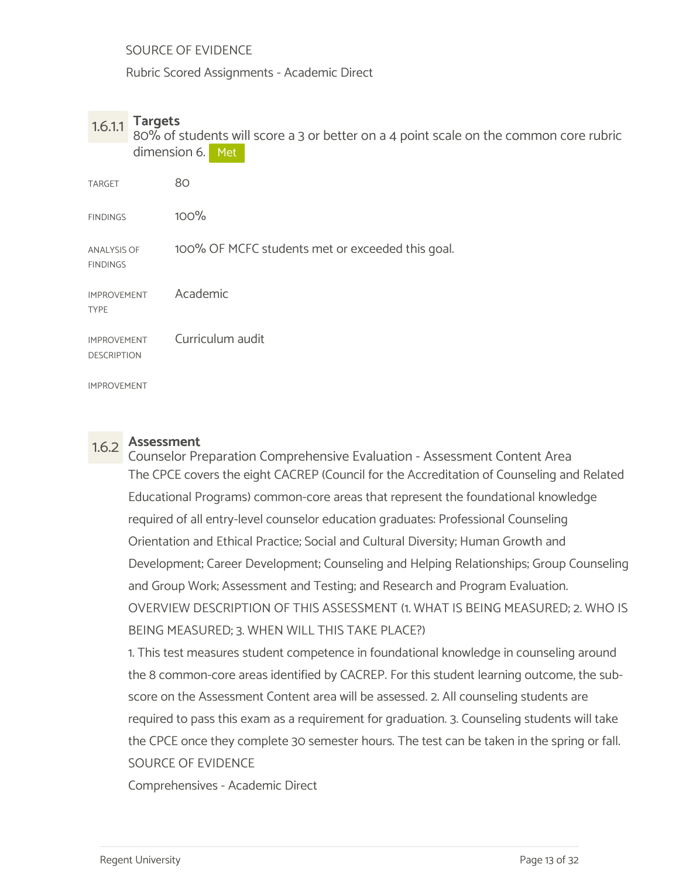SOURCE OF EVIDENCE

Rubric Scored Assignments - Academic Direct

### 1.6.1.1 Targets

80% of students will score a 3 or better on a 4 point scale on the common core rubric dimension 6. Met

| | |
|---|---|
| TARGET | 80 |
| FINDINGS | 100% |
| ANALYSIS OF FINDINGS | 100% OF MCFC students met or exceeded this goal. |
| IMPROVEMENT TYPE | Academic |
| IMPROVEMENT DESCRIPTION | Curriculum audit |
| IMPROVEMENT | |

### 1.6.2 Assessment

Counselor Preparation Comprehensive Evaluation - Assessment Content Area

The CPCE covers the eight CACREP (Council for the Accreditation of Counseling and Related Educational Programs) common-core areas that represent the foundational knowledge required of all entry-level counselor education graduates: Professional Counseling Orientation and Ethical Practice; Social and Cultural Diversity; Human Growth and Development; Career Development; Counseling and Helping Relationships; Group Counseling and Group Work; Assessment and Testing; and Research and Program Evaluation.

OVERVIEW DESCRIPTION OF THIS ASSESSMENT (1. WHAT IS BEING MEASURED; 2. WHO IS BEING MEASURED; 3. WHEN WILL THIS TAKE PLACE?)

1. This test measures student competence in foundational knowledge in counseling around the 8 common-core areas identified by CACREP. For this student learning outcome, the sub-score on the Assessment Content area will be assessed. 2. All counseling students are required to pass this exam as a requirement for graduation. 3. Counseling students will take the CPCE once they complete 30 semester hours. The test can be taken in the spring or fall.

SOURCE OF EVIDENCE

Comprehensives - Academic Direct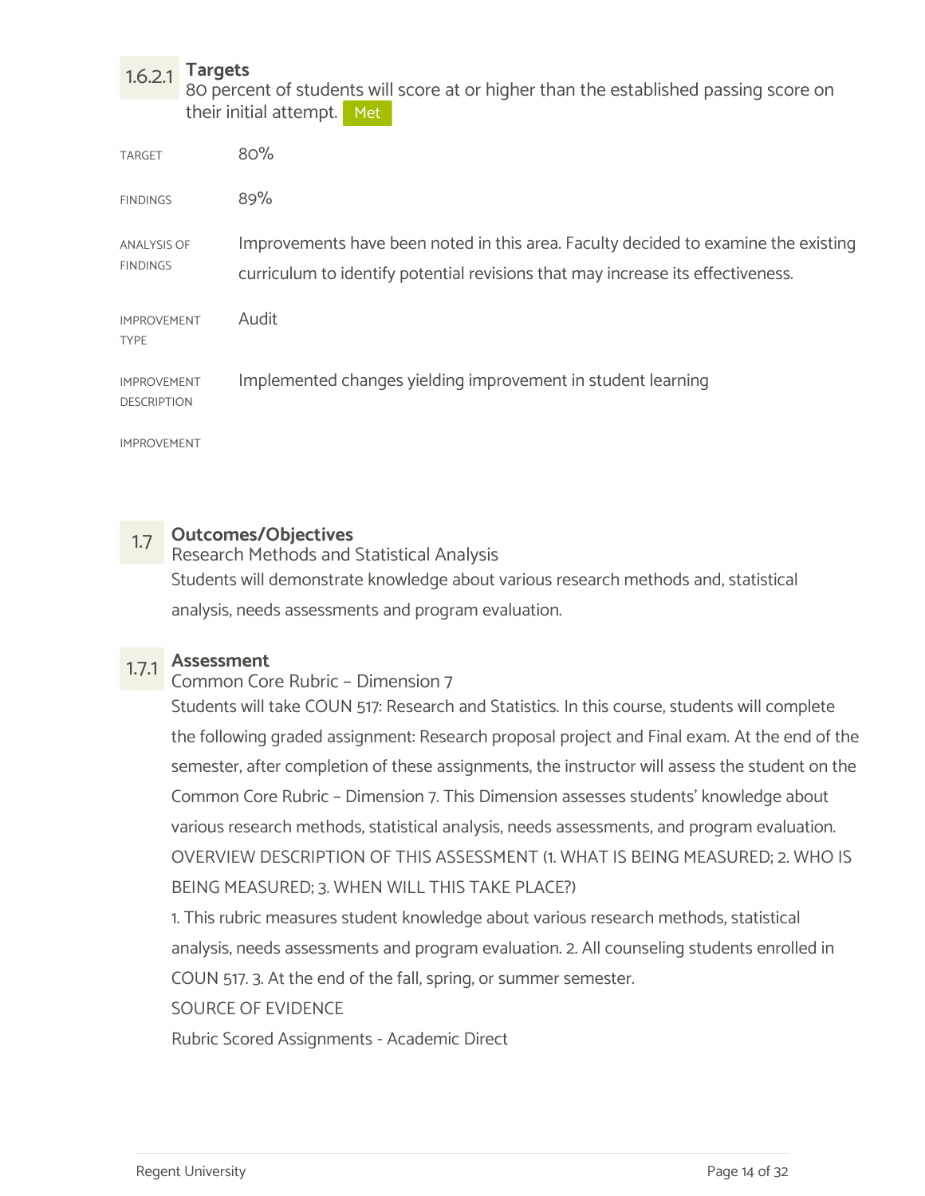### 1.6.2.1 Targets

80 percent of students will score at or higher than the established passing score on their initial attempt. Met

| | |
|---|---|
| TARGET | 80% |
| FINDINGS | 89% |
| ANALYSIS OF FINDINGS | Improvements have been noted in this area. Faculty decided to examine the existing curriculum to identify potential revisions that may increase its effectiveness. |
| IMPROVEMENT TYPE | Audit |
| IMPROVEMENT DESCRIPTION | Implemented changes yielding improvement in student learning |
| IMPROVEMENT | |

## 1.7 Outcomes/Objectives

Research Methods and Statistical Analysis

Students will demonstrate knowledge about various research methods and, statistical analysis, needs assessments and program evaluation.

### 1.7.1 Assessment

Common Core Rubric – Dimension 7

Students will take COUN 517: Research and Statistics. In this course, students will complete the following graded assignment: Research proposal project and Final exam. At the end of the semester, after completion of these assignments, the instructor will assess the student on the Common Core Rubric – Dimension 7. This Dimension assesses students' knowledge about various research methods, statistical analysis, needs assessments, and program evaluation.

OVERVIEW DESCRIPTION OF THIS ASSESSMENT (1. WHAT IS BEING MEASURED; 2. WHO IS BEING MEASURED; 3. WHEN WILL THIS TAKE PLACE?)

1. This rubric measures student knowledge about various research methods, statistical analysis, needs assessments and program evaluation. 2. All counseling students enrolled in COUN 517. 3. At the end of the fall, spring, or summer semester.

SOURCE OF EVIDENCE

Rubric Scored Assignments - Academic Direct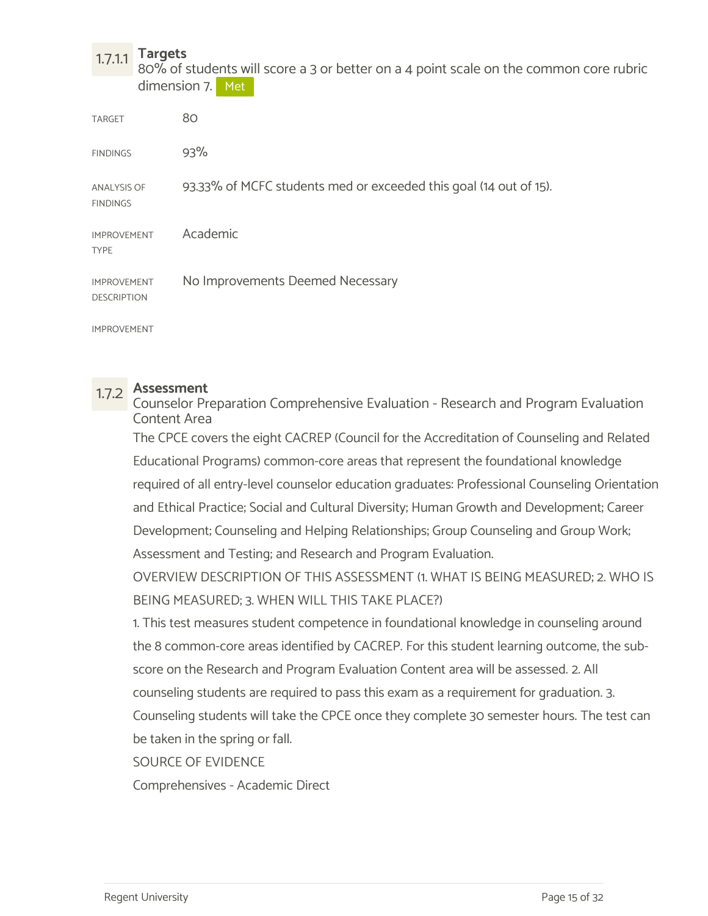### 1.7.1.1 Targets

80% of students will score a 3 or better on a 4 point scale on the common core rubric dimension 7. Met

| | |
|---|---|
| TARGET | 80 |
| FINDINGS | 93% |
| ANALYSIS OF FINDINGS | 93.33% of MCFC students med or exceeded this goal (14 out of 15). |
| IMPROVEMENT TYPE | Academic |
| IMPROVEMENT DESCRIPTION | No Improvements Deemed Necessary |
| IMPROVEMENT | |

### 1.7.2 Assessment

Counselor Preparation Comprehensive Evaluation - Research and Program Evaluation Content Area

The CPCE covers the eight CACREP (Council for the Accreditation of Counseling and Related Educational Programs) common-core areas that represent the foundational knowledge required of all entry-level counselor education graduates: Professional Counseling Orientation and Ethical Practice; Social and Cultural Diversity; Human Growth and Development; Career Development; Counseling and Helping Relationships; Group Counseling and Group Work; Assessment and Testing; and Research and Program Evaluation.

OVERVIEW DESCRIPTION OF THIS ASSESSMENT (1. WHAT IS BEING MEASURED; 2. WHO IS BEING MEASURED; 3. WHEN WILL THIS TAKE PLACE?)

1. This test measures student competence in foundational knowledge in counseling around the 8 common-core areas identified by CACREP. For this student learning outcome, the sub-score on the Research and Program Evaluation Content area will be assessed. 2. All counseling students are required to pass this exam as a requirement for graduation. 3. Counseling students will take the CPCE once they complete 30 semester hours. The test can be taken in the spring or fall.

SOURCE OF EVIDENCE

Comprehensives - Academic Direct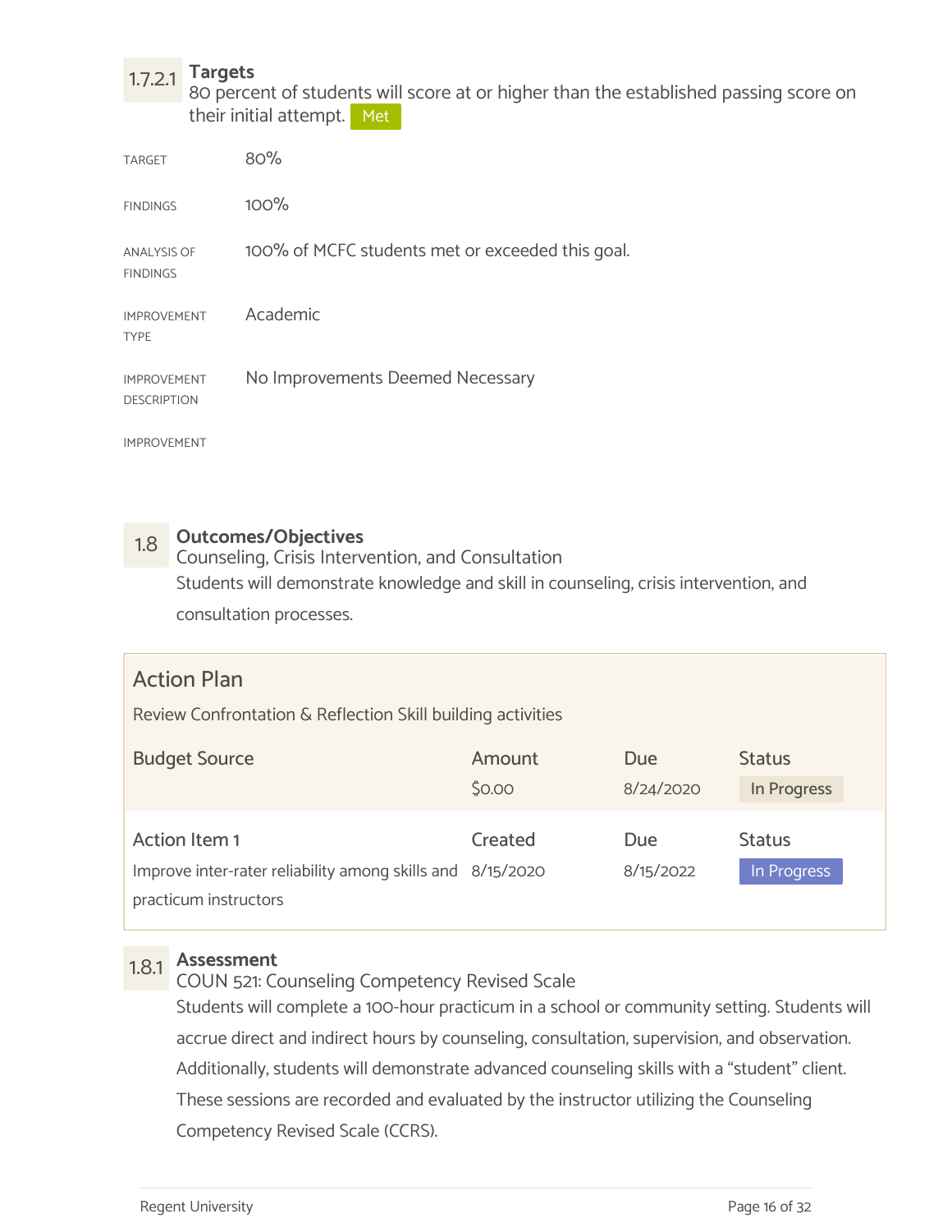### 1.7.2.1 Targets

80 percent of students will score at or higher than the established passing score on their initial attempt. Met

| | |
|---|---|
| TARGET | 80% |
| FINDINGS | 100% |
| ANALYSIS OF FINDINGS | 100% of MCFC students met or exceeded this goal. |
| IMPROVEMENT TYPE | Academic |
| IMPROVEMENT DESCRIPTION | No Improvements Deemed Necessary |
| IMPROVEMENT | |

## 1.8 Outcomes/Objectives

Counseling, Crisis Intervention, and Consultation

Students will demonstrate knowledge and skill in counseling, crisis intervention, and consultation processes.

### Action Plan

Review Confrontation & Reflection Skill building activities

| Budget Source | Amount | Due | Status |
|---|---|---|---|
| | $0.00 | 8/24/2020 | In Progress |

| Action Item 1 | Created | Due | Status |
|---|---|---|---|
| Improve inter-rater reliability among skills and practicum instructors | 8/15/2020 | 8/15/2022 | In Progress |

### 1.8.1 Assessment

COUN 521: Counseling Competency Revised Scale

Students will complete a 100-hour practicum in a school or community setting. Students will accrue direct and indirect hours by counseling, consultation, supervision, and observation. Additionally, students will demonstrate advanced counseling skills with a "student" client. These sessions are recorded and evaluated by the instructor utilizing the Counseling Competency Revised Scale (CCRS).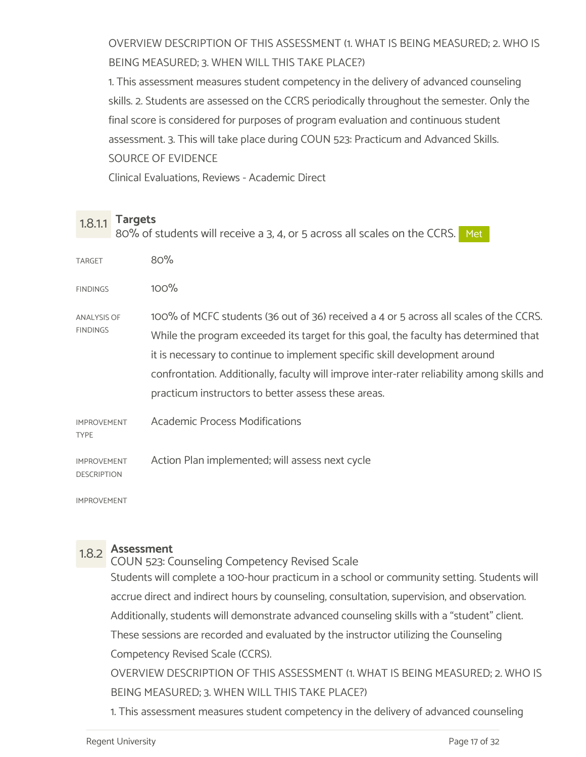OVERVIEW DESCRIPTION OF THIS ASSESSMENT (1. WHAT IS BEING MEASURED; 2. WHO IS BEING MEASURED; 3. WHEN WILL THIS TAKE PLACE?)

1. This assessment measures student competency in the delivery of advanced counseling skills. 2. Students are assessed on the CCRS periodically throughout the semester. Only the final score is considered for purposes of program evaluation and continuous student assessment. 3. This will take place during COUN 523: Practicum and Advanced Skills.

SOURCE OF EVIDENCE

Clinical Evaluations, Reviews - Academic Direct

### 1.8.1.1 Targets

80% of students will receive a 3, 4, or 5 across all scales on the CCRS. Met

| | |
|---|---|
| TARGET | 80% |
| FINDINGS | 100% |
| ANALYSIS OF FINDINGS | 100% of MCFC students (36 out of 36) received a 4 or 5 across all scales of the CCRS. While the program exceeded its target for this goal, the faculty has determined that it is necessary to continue to implement specific skill development around confrontation. Additionally, faculty will improve inter-rater reliability among skills and practicum instructors to better assess these areas. |
| IMPROVEMENT TYPE | Academic Process Modifications |
| IMPROVEMENT DESCRIPTION | Action Plan implemented; will assess next cycle |
| IMPROVEMENT | |

### 1.8.2 Assessment

COUN 523: Counseling Competency Revised Scale

Students will complete a 100-hour practicum in a school or community setting. Students will accrue direct and indirect hours by counseling, consultation, supervision, and observation. Additionally, students will demonstrate advanced counseling skills with a "student" client. These sessions are recorded and evaluated by the instructor utilizing the Counseling Competency Revised Scale (CCRS).

OVERVIEW DESCRIPTION OF THIS ASSESSMENT (1. WHAT IS BEING MEASURED; 2. WHO IS BEING MEASURED; 3. WHEN WILL THIS TAKE PLACE?)

1. This assessment measures student competency in the delivery of advanced counseling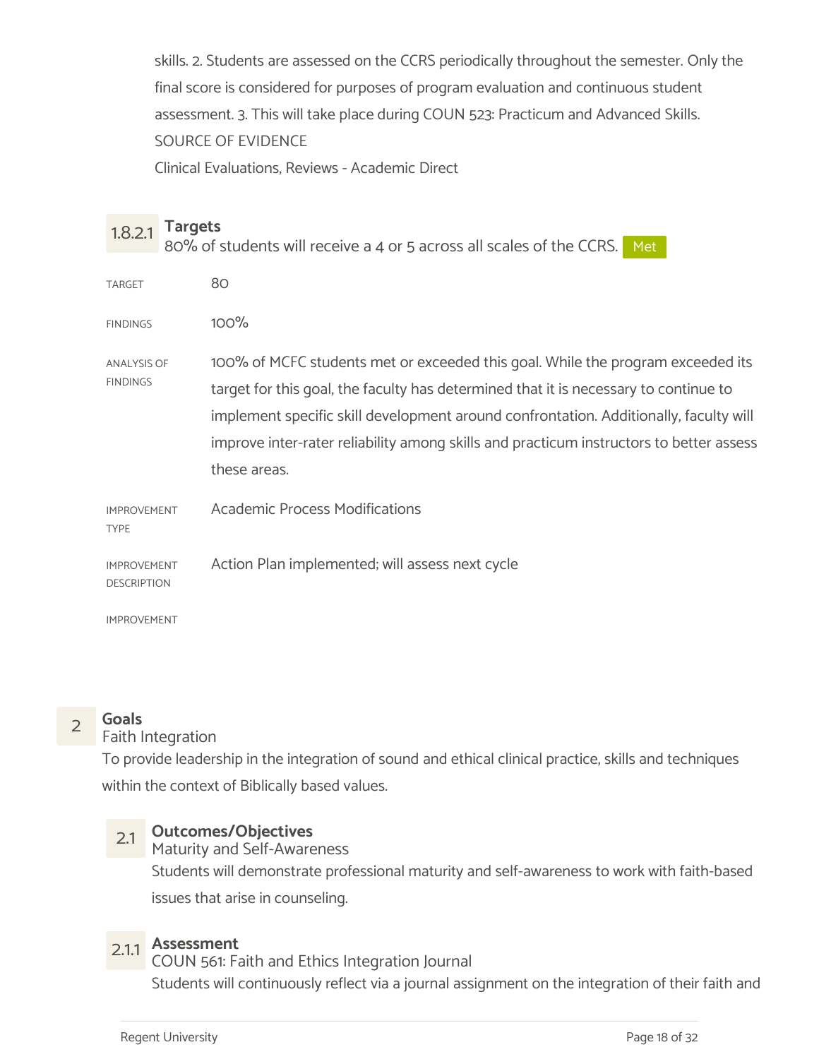skills. 2. Students are assessed on the CCRS periodically throughout the semester. Only the final score is considered for purposes of program evaluation and continuous student assessment. 3. This will take place during COUN 523: Practicum and Advanced Skills.

SOURCE OF EVIDENCE

Clinical Evaluations, Reviews - Academic Direct

#### 1.8.2.1 Targets

80% of students will receive a 4 or 5 across all scales of the CCRS. Met

| | |
|---|---|
| TARGET | 80 |
| FINDINGS | 100% |
| ANALYSIS OF FINDINGS | 100% of MCFC students met or exceeded this goal. While the program exceeded its target for this goal, the faculty has determined that it is necessary to continue to implement specific skill development around confrontation. Additionally, faculty will improve inter-rater reliability among skills and practicum instructors to better assess these areas. |
| IMPROVEMENT TYPE | Academic Process Modifications |
| IMPROVEMENT DESCRIPTION | Action Plan implemented; will assess next cycle |
| IMPROVEMENT | |

## 2 Goals

Faith Integration

To provide leadership in the integration of sound and ethical clinical practice, skills and techniques within the context of Biblically based values.

### 2.1 Outcomes/Objectives

Maturity and Self-Awareness

Students will demonstrate professional maturity and self-awareness to work with faith-based issues that arise in counseling.

#### 2.1.1 Assessment

COUN 561: Faith and Ethics Integration Journal

Students will continuously reflect via a journal assignment on the integration of their faith and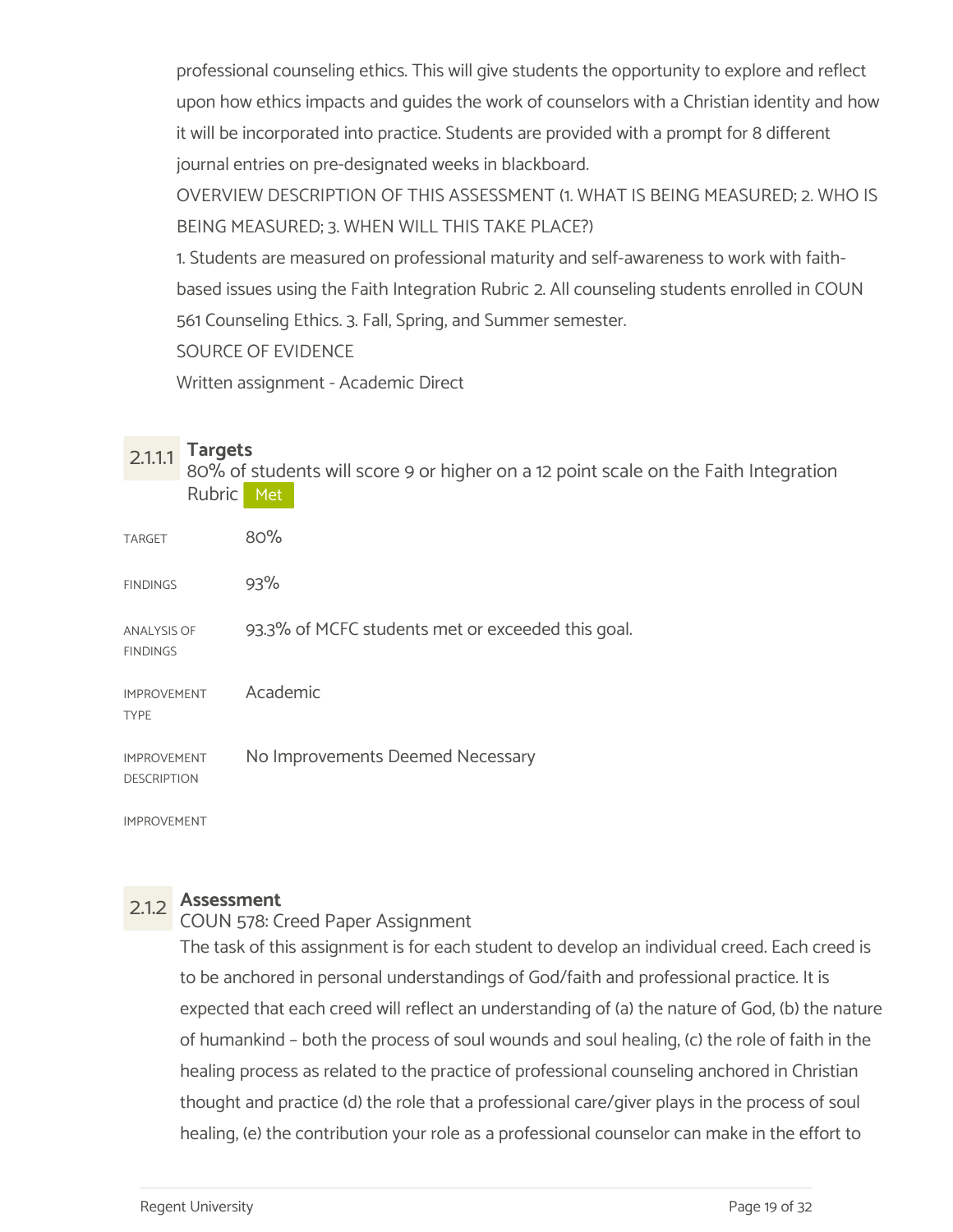professional counseling ethics. This will give students the opportunity to explore and reflect upon how ethics impacts and guides the work of counselors with a Christian identity and how it will be incorporated into practice. Students are provided with a prompt for 8 different journal entries on pre-designated weeks in blackboard.

OVERVIEW DESCRIPTION OF THIS ASSESSMENT (1. WHAT IS BEING MEASURED; 2. WHO IS BEING MEASURED; 3. WHEN WILL THIS TAKE PLACE?)

1. Students are measured on professional maturity and self-awareness to work with faith-based issues using the Faith Integration Rubric 2. All counseling students enrolled in COUN 561 Counseling Ethics. 3. Fall, Spring, and Summer semester.

SOURCE OF EVIDENCE

Written assignment - Academic Direct

### 2.1.1.1 Targets

80% of students will score 9 or higher on a 12 point scale on the Faith Integration Rubric **Met**

| | |
|---|---|
| TARGET | 80% |
| FINDINGS | 93% |
| ANALYSIS OF FINDINGS | 93.3% of MCFC students met or exceeded this goal. |
| IMPROVEMENT TYPE | Academic |
| IMPROVEMENT DESCRIPTION | No Improvements Deemed Necessary |
| IMPROVEMENT | |

### 2.1.2 Assessment

COUN 578: Creed Paper Assignment

The task of this assignment is for each student to develop an individual creed. Each creed is to be anchored in personal understandings of God/faith and professional practice. It is expected that each creed will reflect an understanding of (a) the nature of God, (b) the nature of humankind – both the process of soul wounds and soul healing, (c) the role of faith in the healing process as related to the practice of professional counseling anchored in Christian thought and practice (d) the role that a professional care/giver plays in the process of soul healing, (e) the contribution your role as a professional counselor can make in the effort to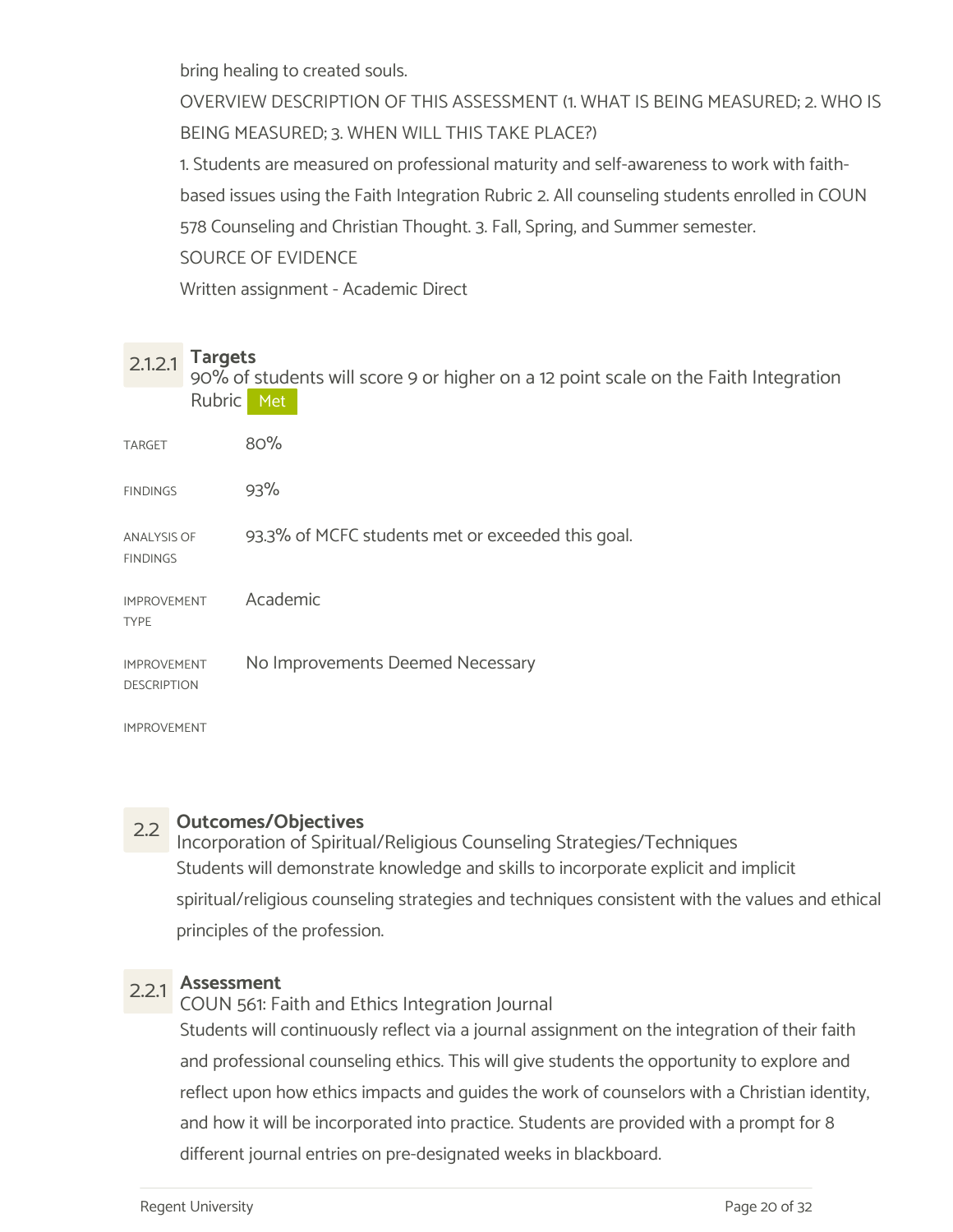bring healing to created souls.

OVERVIEW DESCRIPTION OF THIS ASSESSMENT (1. WHAT IS BEING MEASURED; 2. WHO IS BEING MEASURED; 3. WHEN WILL THIS TAKE PLACE?)

1. Students are measured on professional maturity and self-awareness to work with faith-based issues using the Faith Integration Rubric 2. All counseling students enrolled in COUN 578 Counseling and Christian Thought. 3. Fall, Spring, and Summer semester.

SOURCE OF EVIDENCE

Written assignment - Academic Direct

### 2.1.2.1 Targets

90% of students will score 9 or higher on a 12 point scale on the Faith Integration Rubric **Met**

| | |
|---|---|
| TARGET | 80% |
| FINDINGS | 93% |
| ANALYSIS OF FINDINGS | 93.3% of MCFC students met or exceeded this goal. |
| IMPROVEMENT TYPE | Academic |
| IMPROVEMENT DESCRIPTION | No Improvements Deemed Necessary |
| IMPROVEMENT | |

## 2.2 Outcomes/Objectives

Incorporation of Spiritual/Religious Counseling Strategies/Techniques

Students will demonstrate knowledge and skills to incorporate explicit and implicit spiritual/religious counseling strategies and techniques consistent with the values and ethical principles of the profession.

### 2.2.1 Assessment

COUN 561: Faith and Ethics Integration Journal

Students will continuously reflect via a journal assignment on the integration of their faith and professional counseling ethics. This will give students the opportunity to explore and reflect upon how ethics impacts and guides the work of counselors with a Christian identity, and how it will be incorporated into practice. Students are provided with a prompt for 8 different journal entries on pre-designated weeks in blackboard.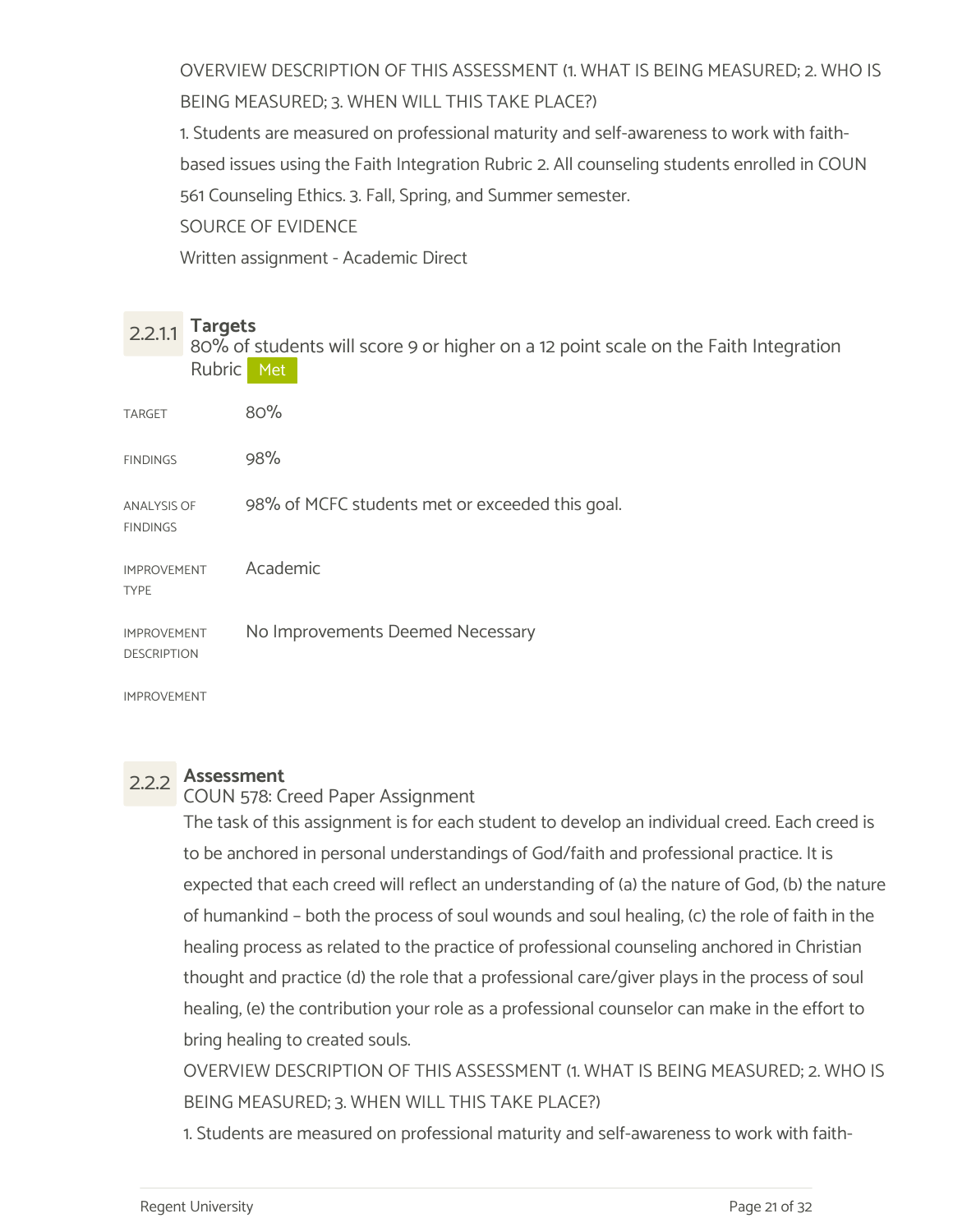OVERVIEW DESCRIPTION OF THIS ASSESSMENT (1. WHAT IS BEING MEASURED; 2. WHO IS BEING MEASURED; 3. WHEN WILL THIS TAKE PLACE?)

1. Students are measured on professional maturity and self-awareness to work with faith-based issues using the Faith Integration Rubric 2. All counseling students enrolled in COUN 561 Counseling Ethics. 3. Fall, Spring, and Summer semester.

SOURCE OF EVIDENCE

Written assignment - Academic Direct

### 2.2.1.1 Targets

80% of students will score 9 or higher on a 12 point scale on the Faith Integration Rubric Met

| | |
|---|---|
| TARGET | 80% |
| FINDINGS | 98% |
| ANALYSIS OF FINDINGS | 98% of MCFC students met or exceeded this goal. |
| IMPROVEMENT TYPE | Academic |
| IMPROVEMENT DESCRIPTION | No Improvements Deemed Necessary |
| IMPROVEMENT | |

### 2.2.2 Assessment

COUN 578: Creed Paper Assignment

The task of this assignment is for each student to develop an individual creed. Each creed is to be anchored in personal understandings of God/faith and professional practice. It is expected that each creed will reflect an understanding of (a) the nature of God, (b) the nature of humankind – both the process of soul wounds and soul healing, (c) the role of faith in the healing process as related to the practice of professional counseling anchored in Christian thought and practice (d) the role that a professional care/giver plays in the process of soul healing, (e) the contribution your role as a professional counselor can make in the effort to bring healing to created souls.

OVERVIEW DESCRIPTION OF THIS ASSESSMENT (1. WHAT IS BEING MEASURED; 2. WHO IS BEING MEASURED; 3. WHEN WILL THIS TAKE PLACE?)

1. Students are measured on professional maturity and self-awareness to work with faith-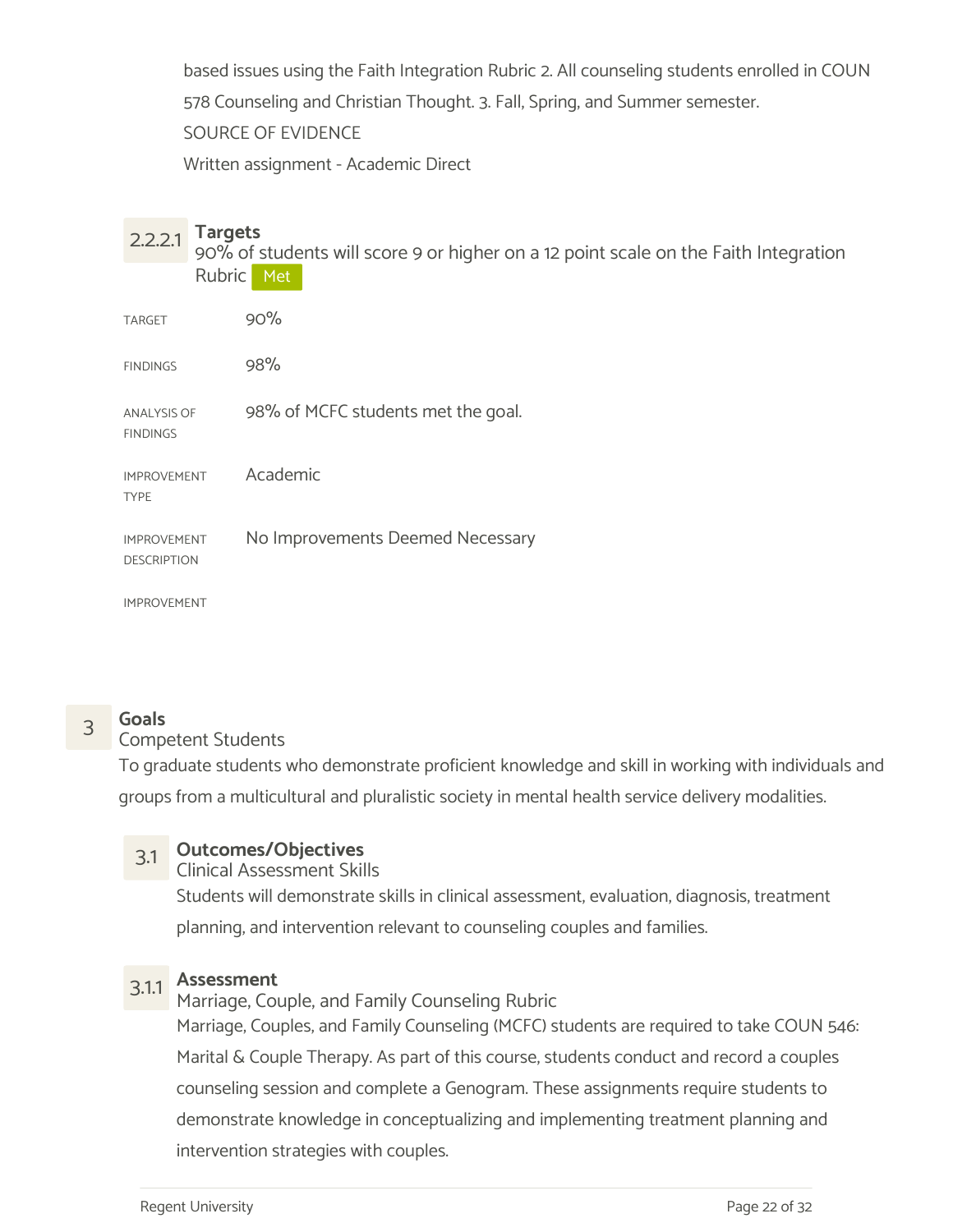based issues using the Faith Integration Rubric 2. All counseling students enrolled in COUN 578 Counseling and Christian Thought. 3. Fall, Spring, and Summer semester.

SOURCE OF EVIDENCE

Written assignment - Academic Direct

#### 2.2.2.1 Targets

90% of students will score 9 or higher on a 12 point scale on the Faith Integration Rubric **Met**

| | |
|---|---|
| TARGET | 90% |
| FINDINGS | 98% |
| ANALYSIS OF FINDINGS | 98% of MCFC students met the goal. |
| IMPROVEMENT TYPE | Academic |
| IMPROVEMENT DESCRIPTION | No Improvements Deemed Necessary |
| IMPROVEMENT | |

## 3 Goals

Competent Students

To graduate students who demonstrate proficient knowledge and skill in working with individuals and groups from a multicultural and pluralistic society in mental health service delivery modalities.

### 3.1 Outcomes/Objectives

Clinical Assessment Skills

Students will demonstrate skills in clinical assessment, evaluation, diagnosis, treatment planning, and intervention relevant to counseling couples and families.

#### 3.1.1 Assessment

Marriage, Couple, and Family Counseling Rubric

Marriage, Couples, and Family Counseling (MCFC) students are required to take COUN 546: Marital & Couple Therapy. As part of this course, students conduct and record a couples counseling session and complete a Genogram. These assignments require students to demonstrate knowledge in conceptualizing and implementing treatment planning and intervention strategies with couples.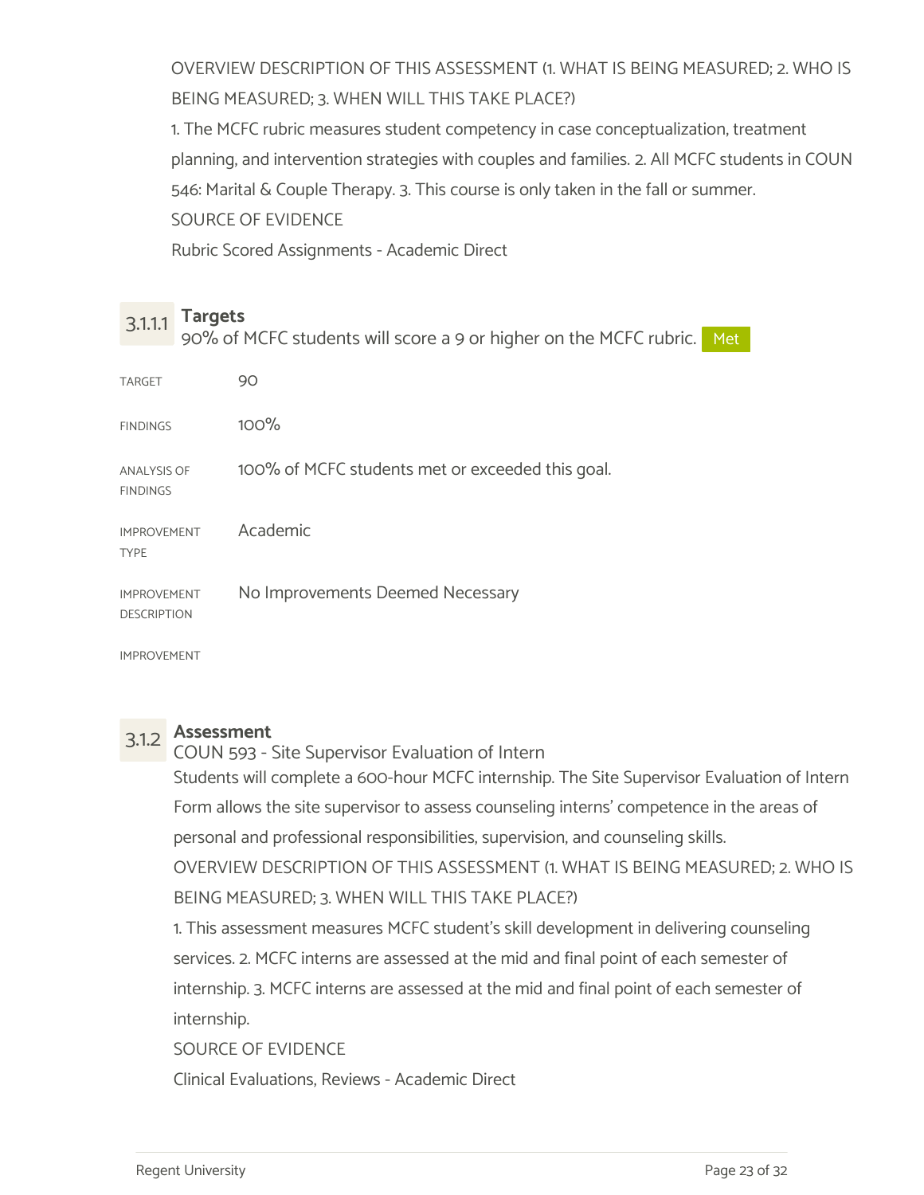OVERVIEW DESCRIPTION OF THIS ASSESSMENT (1. WHAT IS BEING MEASURED; 2. WHO IS BEING MEASURED; 3. WHEN WILL THIS TAKE PLACE?)

1. The MCFC rubric measures student competency in case conceptualization, treatment planning, and intervention strategies with couples and families. 2. All MCFC students in COUN 546: Marital & Couple Therapy. 3. This course is only taken in the fall or summer.

SOURCE OF EVIDENCE

Rubric Scored Assignments - Academic Direct

### 3.1.1.1 Targets

90% of MCFC students will score a 9 or higher on the MCFC rubric. **Met**

| | |
|---|---|
| TARGET | 90 |
| FINDINGS | 100% |
| ANALYSIS OF FINDINGS | 100% of MCFC students met or exceeded this goal. |
| IMPROVEMENT TYPE | Academic |
| IMPROVEMENT DESCRIPTION | No Improvements Deemed Necessary |
| IMPROVEMENT | |

### 3.1.2 Assessment

COUN 593 - Site Supervisor Evaluation of Intern

Students will complete a 600-hour MCFC internship. The Site Supervisor Evaluation of Intern Form allows the site supervisor to assess counseling interns' competence in the areas of personal and professional responsibilities, supervision, and counseling skills.

OVERVIEW DESCRIPTION OF THIS ASSESSMENT (1. WHAT IS BEING MEASURED; 2. WHO IS BEING MEASURED; 3. WHEN WILL THIS TAKE PLACE?)

1. This assessment measures MCFC student's skill development in delivering counseling services. 2. MCFC interns are assessed at the mid and final point of each semester of internship. 3. MCFC interns are assessed at the mid and final point of each semester of internship.

SOURCE OF EVIDENCE

Clinical Evaluations, Reviews - Academic Direct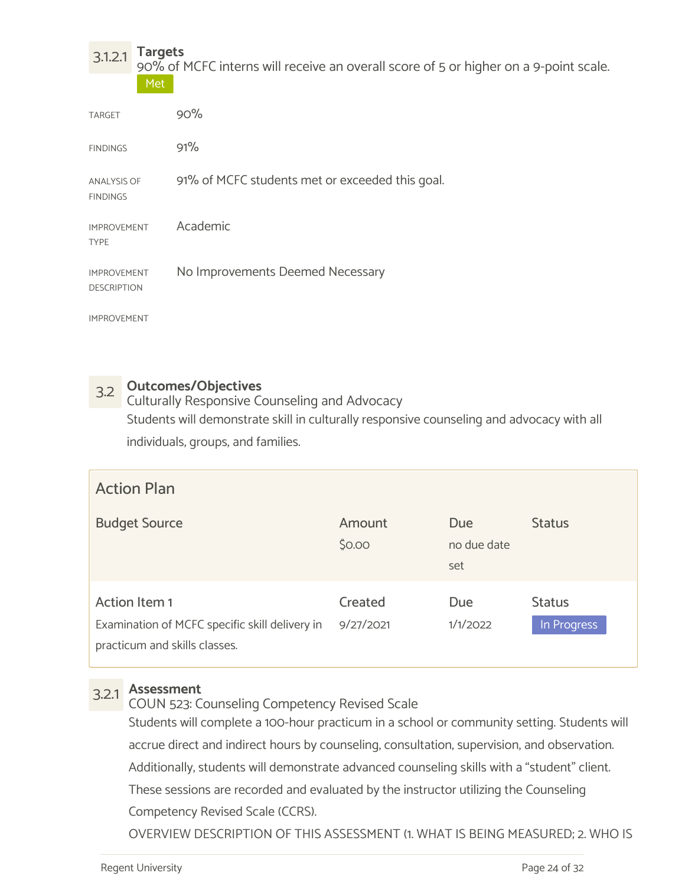### 3.1.2.1 Targets

90% of MCFC interns will receive an overall score of 5 or higher on a 9-point scale.

Met

| | |
|---|---|
| TARGET | 90% |
| FINDINGS | 91% |
| ANALYSIS OF FINDINGS | 91% of MCFC students met or exceeded this goal. |
| IMPROVEMENT TYPE | Academic |
| IMPROVEMENT DESCRIPTION | No Improvements Deemed Necessary |
| IMPROVEMENT | |

## 3.2 Outcomes/Objectives

Culturally Responsive Counseling and Advocacy

Students will demonstrate skill in culturally responsive counseling and advocacy with all individuals, groups, and families.

**Action Plan**

| Budget Source | Amount | Due | Status |
|---|---|---|---|
| | $0.00 | no due date set | |

| Action Item 1 | Created | Due | Status |
|---|---|---|---|
| Examination of MCFC specific skill delivery in practicum and skills classes. | 9/27/2021 | 1/1/2022 | In Progress |

### 3.2.1 Assessment

COUN 523: Counseling Competency Revised Scale

Students will complete a 100-hour practicum in a school or community setting. Students will accrue direct and indirect hours by counseling, consultation, supervision, and observation. Additionally, students will demonstrate advanced counseling skills with a "student" client. These sessions are recorded and evaluated by the instructor utilizing the Counseling Competency Revised Scale (CCRS).

OVERVIEW DESCRIPTION OF THIS ASSESSMENT (1. WHAT IS BEING MEASURED; 2. WHO IS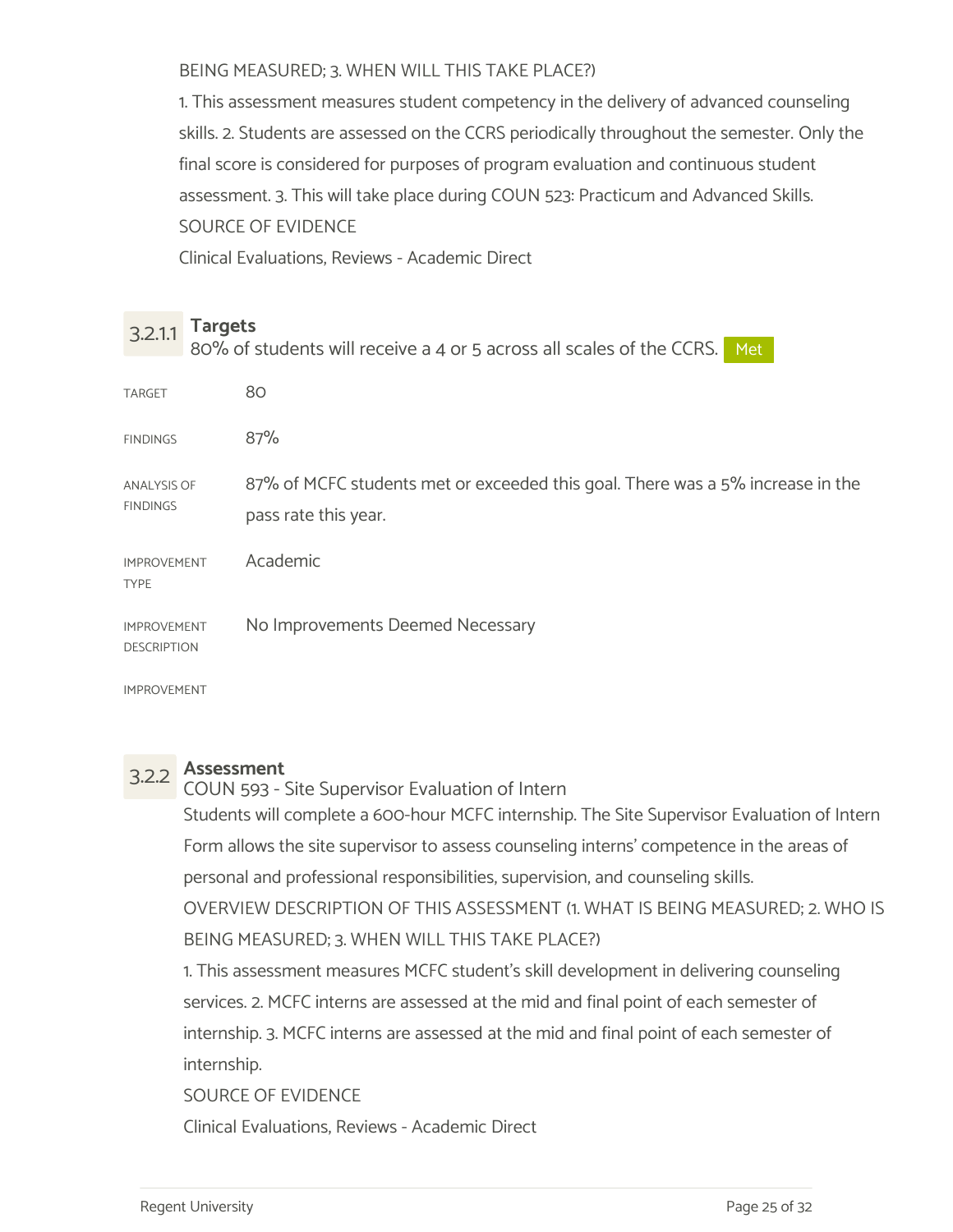BEING MEASURED; 3. WHEN WILL THIS TAKE PLACE?)

1. This assessment measures student competency in the delivery of advanced counseling skills. 2. Students are assessed on the CCRS periodically throughout the semester. Only the final score is considered for purposes of program evaluation and continuous student assessment. 3. This will take place during COUN 523: Practicum and Advanced Skills.

SOURCE OF EVIDENCE

Clinical Evaluations, Reviews - Academic Direct

### 3.2.1.1 Targets

80% of students will receive a 4 or 5 across all scales of the CCRS. Met

| | |
|---|---|
| TARGET | 80 |
| FINDINGS | 87% |
| ANALYSIS OF FINDINGS | 87% of MCFC students met or exceeded this goal. There was a 5% increase in the pass rate this year. |
| IMPROVEMENT TYPE | Academic |
| IMPROVEMENT DESCRIPTION | No Improvements Deemed Necessary |
| IMPROVEMENT | |

### 3.2.2 Assessment

COUN 593 - Site Supervisor Evaluation of Intern

Students will complete a 600-hour MCFC internship. The Site Supervisor Evaluation of Intern Form allows the site supervisor to assess counseling interns' competence in the areas of personal and professional responsibilities, supervision, and counseling skills.

OVERVIEW DESCRIPTION OF THIS ASSESSMENT (1. WHAT IS BEING MEASURED; 2. WHO IS BEING MEASURED; 3. WHEN WILL THIS TAKE PLACE?)

1. This assessment measures MCFC student's skill development in delivering counseling services. 2. MCFC interns are assessed at the mid and final point of each semester of internship. 3. MCFC interns are assessed at the mid and final point of each semester of internship.

SOURCE OF EVIDENCE

Clinical Evaluations, Reviews - Academic Direct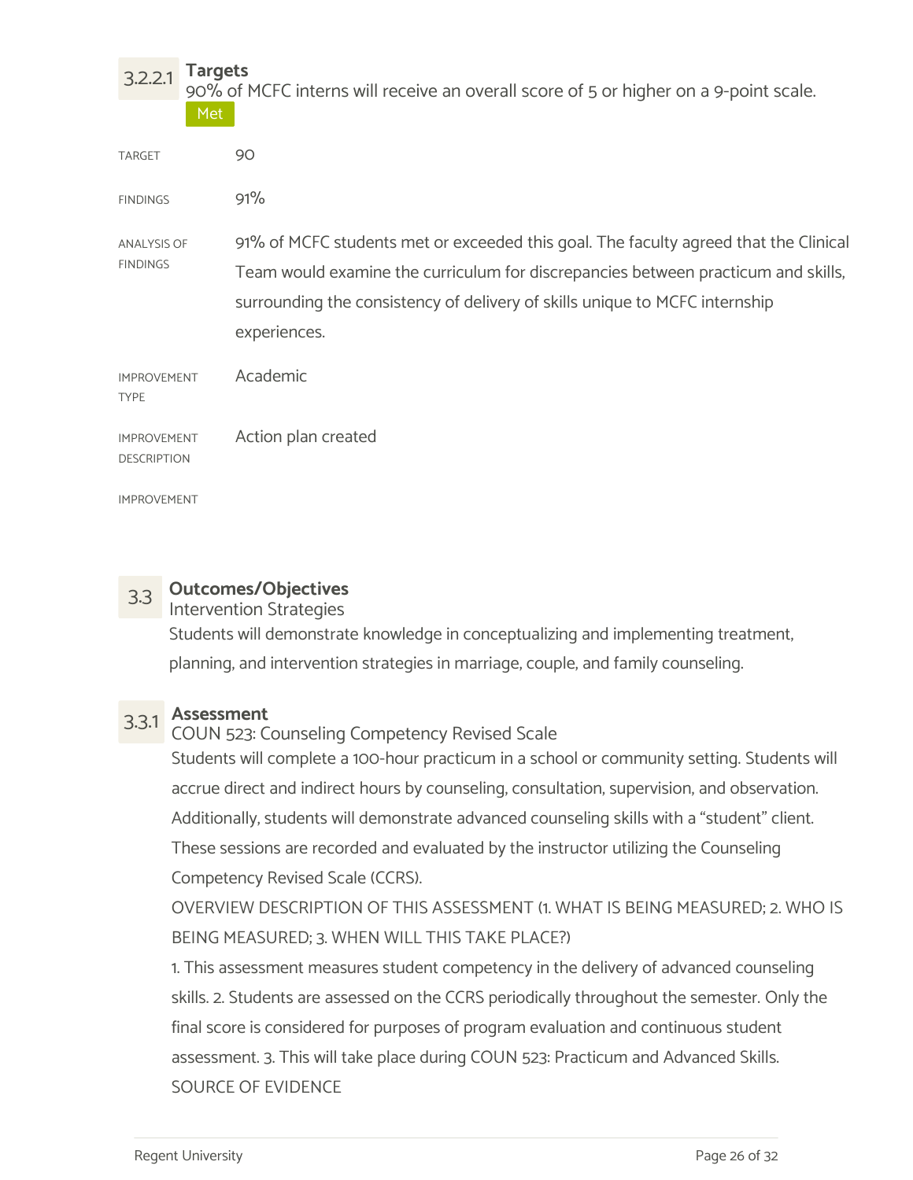### 3.2.2.1 Targets

90% of MCFC interns will receive an overall score of 5 or higher on a 9-point scale.

Met

| | |
|---|---|
| TARGET | 90 |
| FINDINGS | 91% |
| ANALYSIS OF FINDINGS | 91% of MCFC students met or exceeded this goal. The faculty agreed that the Clinical Team would examine the curriculum for discrepancies between practicum and skills, surrounding the consistency of delivery of skills unique to MCFC internship experiences. |
| IMPROVEMENT TYPE | Academic |
| IMPROVEMENT DESCRIPTION | Action plan created |
| IMPROVEMENT | |

## 3.3 Outcomes/Objectives

Intervention Strategies

Students will demonstrate knowledge in conceptualizing and implementing treatment, planning, and intervention strategies in marriage, couple, and family counseling.

### 3.3.1 Assessment

COUN 523: Counseling Competency Revised Scale

Students will complete a 100-hour practicum in a school or community setting. Students will accrue direct and indirect hours by counseling, consultation, supervision, and observation. Additionally, students will demonstrate advanced counseling skills with a "student" client. These sessions are recorded and evaluated by the instructor utilizing the Counseling Competency Revised Scale (CCRS).

OVERVIEW DESCRIPTION OF THIS ASSESSMENT (1. WHAT IS BEING MEASURED; 2. WHO IS BEING MEASURED; 3. WHEN WILL THIS TAKE PLACE?)

1. This assessment measures student competency in the delivery of advanced counseling skills. 2. Students are assessed on the CCRS periodically throughout the semester. Only the final score is considered for purposes of program evaluation and continuous student assessment. 3. This will take place during COUN 523: Practicum and Advanced Skills.

SOURCE OF EVIDENCE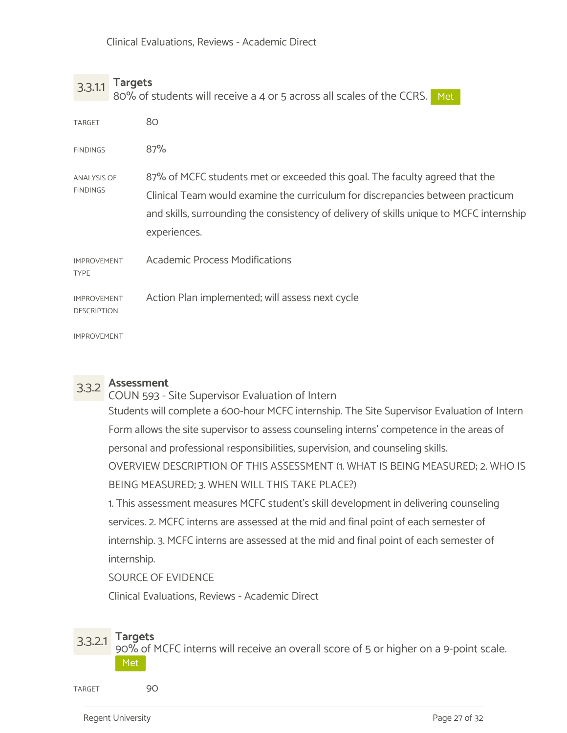Clinical Evaluations, Reviews - Academic Direct

### 3.3.1.1 Targets

80% of students will receive a 4 or 5 across all scales of the CCRS. Met

TARGET
80

FINDINGS
87%

ANALYSIS OF FINDINGS
87% of MCFC students met or exceeded this goal. The faculty agreed that the Clinical Team would examine the curriculum for discrepancies between practicum and skills, surrounding the consistency of delivery of skills unique to MCFC internship experiences.

IMPROVEMENT TYPE
Academic Process Modifications

IMPROVEMENT DESCRIPTION
Action Plan implemented; will assess next cycle

IMPROVEMENT

## 3.3.2 Assessment

COUN 593 - Site Supervisor Evaluation of Intern

Students will complete a 600-hour MCFC internship. The Site Supervisor Evaluation of Intern Form allows the site supervisor to assess counseling interns' competence in the areas of personal and professional responsibilities, supervision, and counseling skills.

OVERVIEW DESCRIPTION OF THIS ASSESSMENT (1. WHAT IS BEING MEASURED; 2. WHO IS BEING MEASURED; 3. WHEN WILL THIS TAKE PLACE?)

1. This assessment measures MCFC student's skill development in delivering counseling services. 2. MCFC interns are assessed at the mid and final point of each semester of internship. 3. MCFC interns are assessed at the mid and final point of each semester of internship.

SOURCE OF EVIDENCE

Clinical Evaluations, Reviews - Academic Direct

### 3.3.2.1 Targets

90% of MCFC interns will receive an overall score of 5 or higher on a 9-point scale. Met

TARGET
90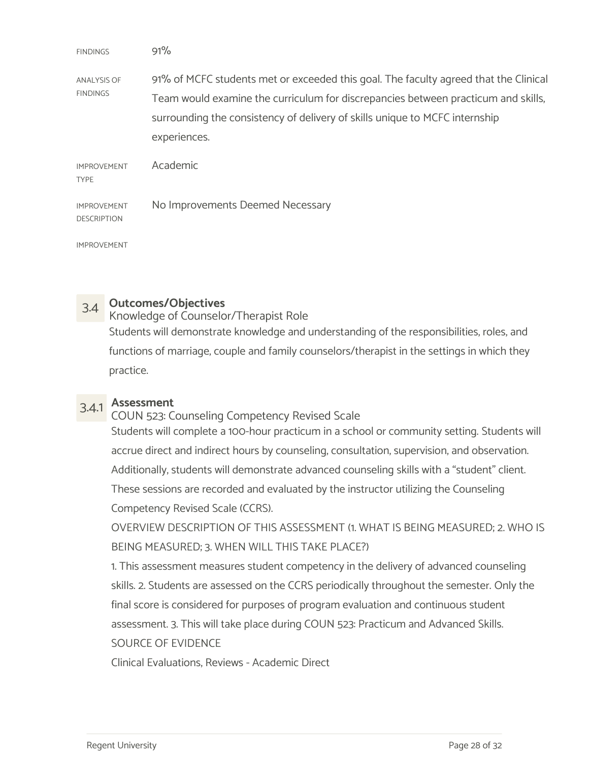FINDINGS

91%

ANALYSIS OF FINDINGS

91% of MCFC students met or exceeded this goal. The faculty agreed that the Clinical Team would examine the curriculum for discrepancies between practicum and skills, surrounding the consistency of delivery of skills unique to MCFC internship experiences.

IMPROVEMENT TYPE

Academic

IMPROVEMENT DESCRIPTION

No Improvements Deemed Necessary

IMPROVEMENT

## 3.4 Outcomes/Objectives

Knowledge of Counselor/Therapist Role

Students will demonstrate knowledge and understanding of the responsibilities, roles, and functions of marriage, couple and family counselors/therapist in the settings in which they practice.

### 3.4.1 Assessment

COUN 523: Counseling Competency Revised Scale

Students will complete a 100-hour practicum in a school or community setting. Students will accrue direct and indirect hours by counseling, consultation, supervision, and observation. Additionally, students will demonstrate advanced counseling skills with a "student" client. These sessions are recorded and evaluated by the instructor utilizing the Counseling Competency Revised Scale (CCRS).

OVERVIEW DESCRIPTION OF THIS ASSESSMENT (1. WHAT IS BEING MEASURED; 2. WHO IS BEING MEASURED; 3. WHEN WILL THIS TAKE PLACE?)

1. This assessment measures student competency in the delivery of advanced counseling skills. 2. Students are assessed on the CCRS periodically throughout the semester. Only the final score is considered for purposes of program evaluation and continuous student assessment. 3. This will take place during COUN 523: Practicum and Advanced Skills.

SOURCE OF EVIDENCE

Clinical Evaluations, Reviews - Academic Direct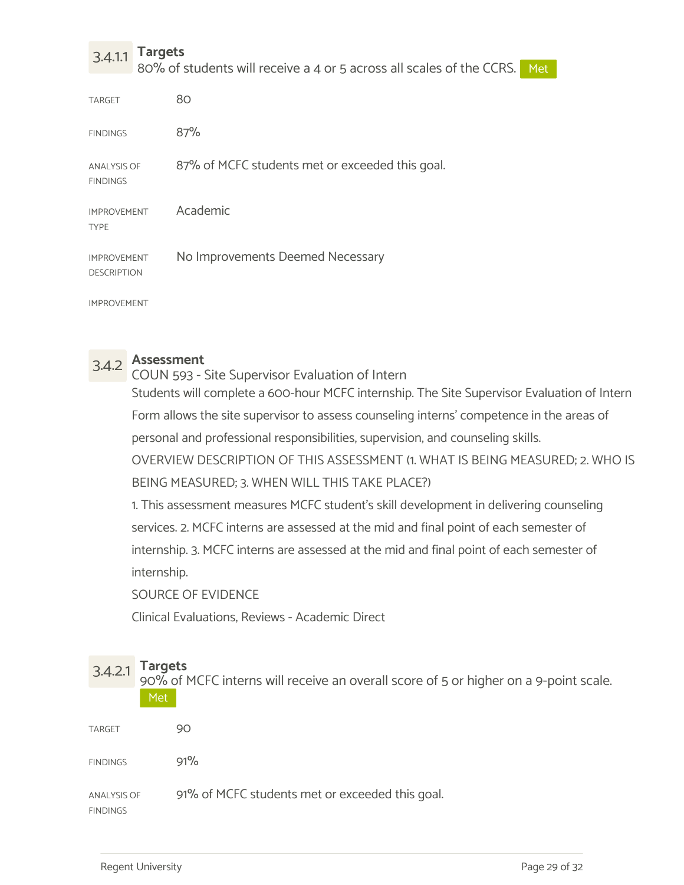### 3.4.1.1 Targets

80% of students will receive a 4 or 5 across all scales of the CCRS. Met

| | |
|---|---|
| TARGET | 80 |
| FINDINGS | 87% |
| ANALYSIS OF FINDINGS | 87% of MCFC students met or exceeded this goal. |
| IMPROVEMENT TYPE | Academic |
| IMPROVEMENT DESCRIPTION | No Improvements Deemed Necessary |
| IMPROVEMENT | |

### 3.4.2 Assessment

COUN 593 - Site Supervisor Evaluation of Intern

Students will complete a 600-hour MCFC internship. The Site Supervisor Evaluation of Intern Form allows the site supervisor to assess counseling interns' competence in the areas of personal and professional responsibilities, supervision, and counseling skills.

OVERVIEW DESCRIPTION OF THIS ASSESSMENT (1. WHAT IS BEING MEASURED; 2. WHO IS BEING MEASURED; 3. WHEN WILL THIS TAKE PLACE?)

1. This assessment measures MCFC student's skill development in delivering counseling services. 2. MCFC interns are assessed at the mid and final point of each semester of internship. 3. MCFC interns are assessed at the mid and final point of each semester of internship.

SOURCE OF EVIDENCE

Clinical Evaluations, Reviews - Academic Direct

### 3.4.2.1 Targets

90% of MCFC interns will receive an overall score of 5 or higher on a 9-point scale. Met

| | |
|---|---|
| TARGET | 90 |
| FINDINGS | 91% |
| ANALYSIS OF FINDINGS | 91% of MCFC students met or exceeded this goal. |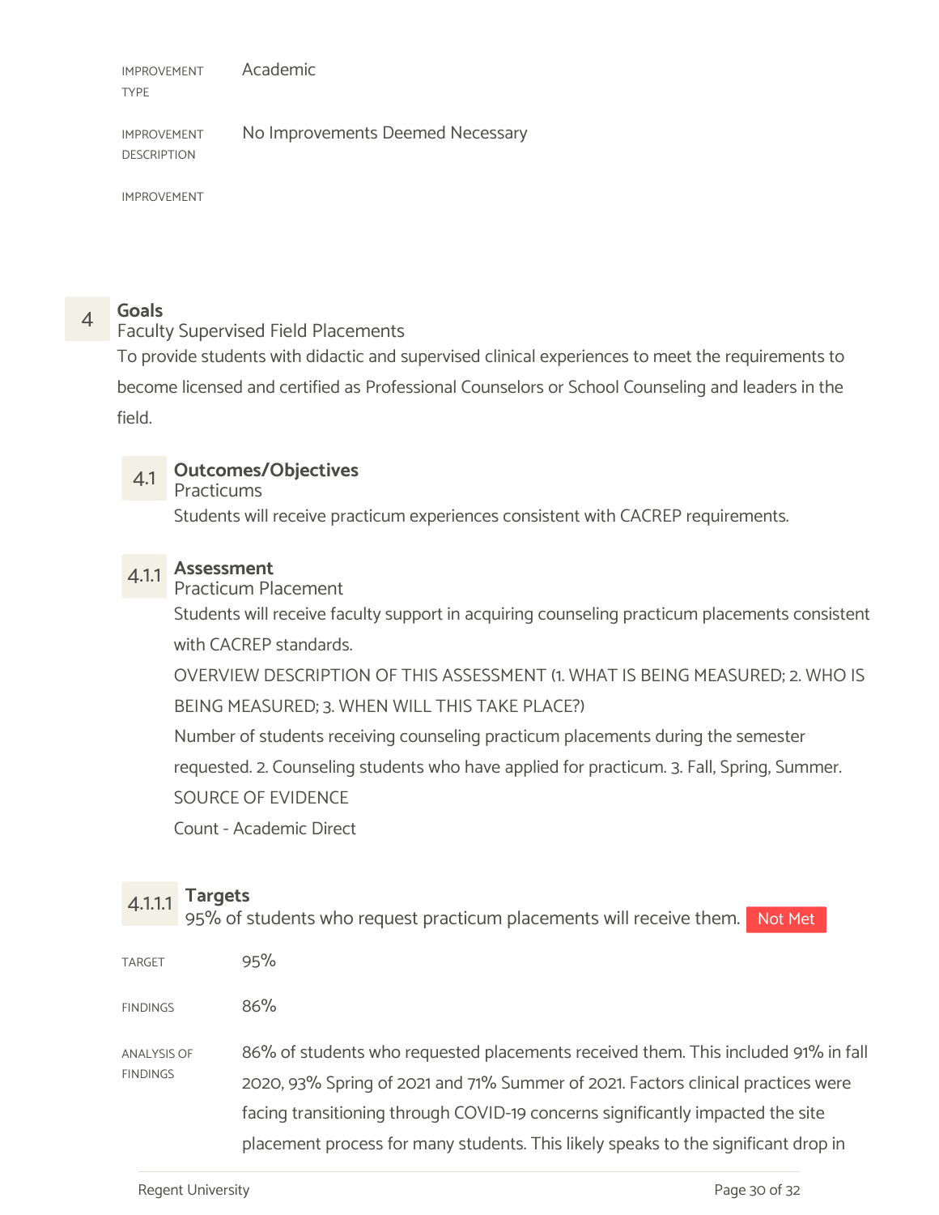IMPROVEMENT TYPE: Academic

IMPROVEMENT DESCRIPTION: No Improvements Deemed Necessary

IMPROVEMENT

## 4 Goals

**Faculty Supervised Field Placements**

To provide students with didactic and supervised clinical experiences to meet the requirements to become licensed and certified as Professional Counselors or School Counseling and leaders in the field.

### 4.1 Outcomes/Objectives

**Practicums**

Students will receive practicum experiences consistent with CACREP requirements.

#### 4.1.1 Assessment

**Practicum Placement**

Students will receive faculty support in acquiring counseling practicum placements consistent with CACREP standards.

OVERVIEW DESCRIPTION OF THIS ASSESSMENT (1. WHAT IS BEING MEASURED; 2. WHO IS BEING MEASURED; 3. WHEN WILL THIS TAKE PLACE?)

Number of students receiving counseling practicum placements during the semester requested. 2. Counseling students who have applied for practicum. 3. Fall, Spring, Summer.

SOURCE OF EVIDENCE

Count - Academic Direct

##### 4.1.1.1 Targets

95% of students who request practicum placements will receive them. **Not Met**

TARGET: 95%

FINDINGS: 86%

ANALYSIS OF FINDINGS: 86% of students who requested placements received them. This included 91% in fall 2020, 93% Spring of 2021 and 71% Summer of 2021. Factors clinical practices were facing transitioning through COVID-19 concerns significantly impacted the site placement process for many students. This likely speaks to the significant drop in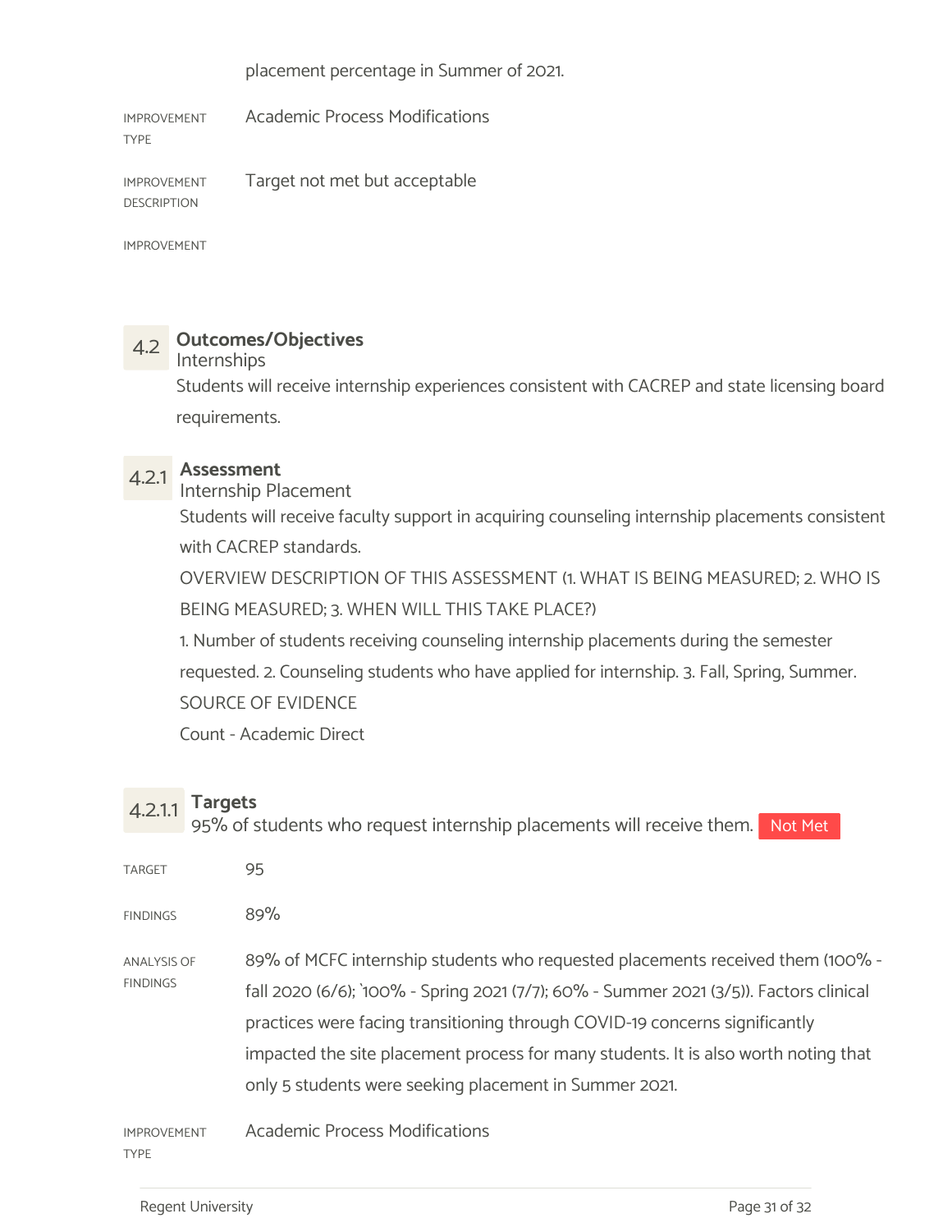placement percentage in Summer of 2021.

IMPROVEMENT TYPE: Academic Process Modifications

IMPROVEMENT DESCRIPTION: Target not met but acceptable

IMPROVEMENT

## 4.2 Outcomes/Objectives

**Internships**

Students will receive internship experiences consistent with CACREP and state licensing board requirements.

### 4.2.1 Assessment

**Internship Placement**

Students will receive faculty support in acquiring counseling internship placements consistent with CACREP standards.

OVERVIEW DESCRIPTION OF THIS ASSESSMENT (1. WHAT IS BEING MEASURED; 2. WHO IS BEING MEASURED; 3. WHEN WILL THIS TAKE PLACE?)

1. Number of students receiving counseling internship placements during the semester requested. 2. Counseling students who have applied for internship. 3. Fall, Spring, Summer.

SOURCE OF EVIDENCE

Count - Academic Direct

#### 4.2.1.1 Targets

95% of students who request internship placements will receive them. **Not Met**

TARGET: 95

FINDINGS: 89%

ANALYSIS OF FINDINGS: 89% of MCFC internship students who requested placements received them (100% - fall 2020 (6/6); `100% - Spring 2021 (7/7); 60% - Summer 2021 (3/5)). Factors clinical practices were facing transitioning through COVID-19 concerns significantly impacted the site placement process for many students. It is also worth noting that only 5 students were seeking placement in Summer 2021.

IMPROVEMENT TYPE: Academic Process Modifications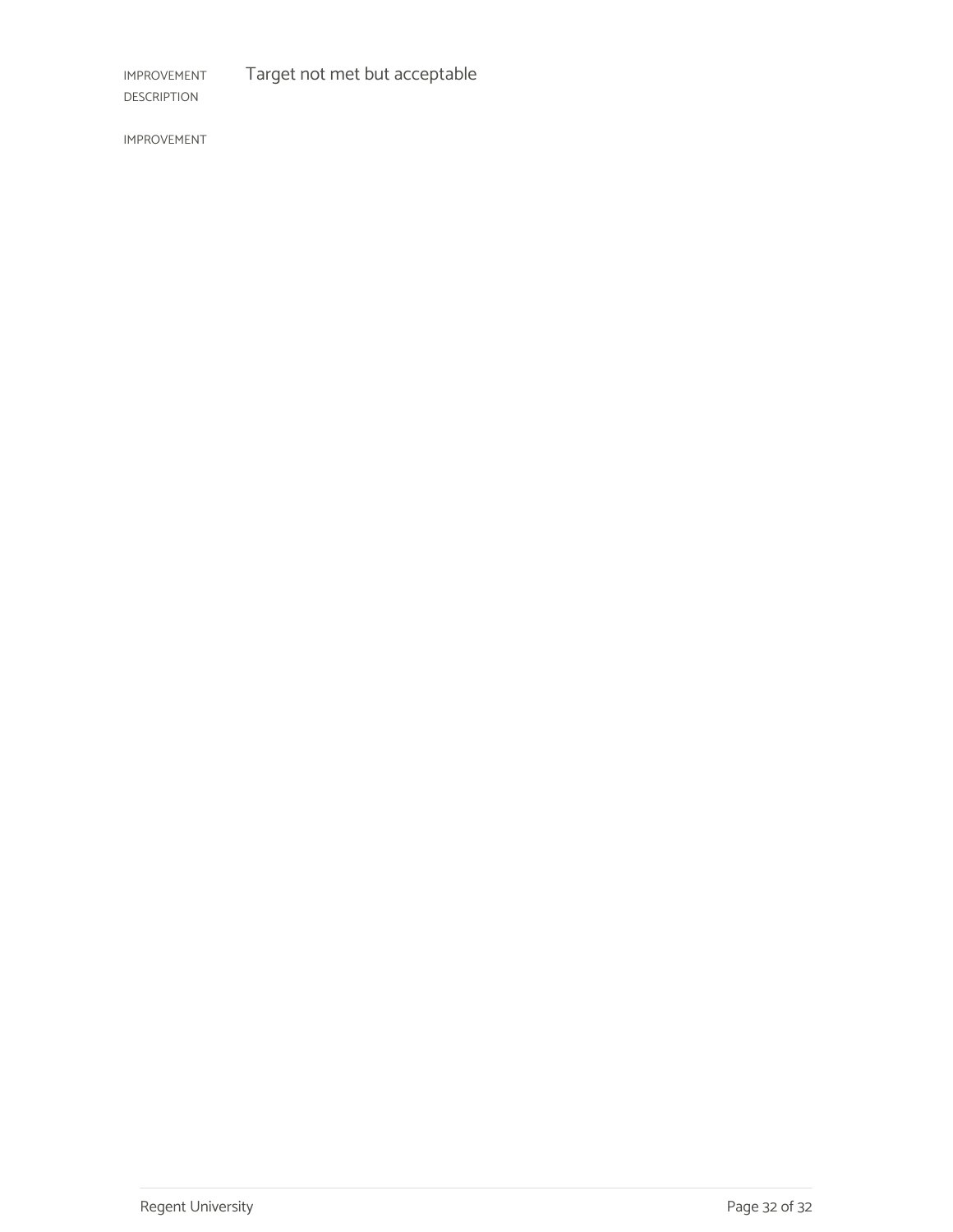| | |
|---|---|
| IMPROVEMENT DESCRIPTION | Target not met but acceptable |
| IMPROVEMENT | |